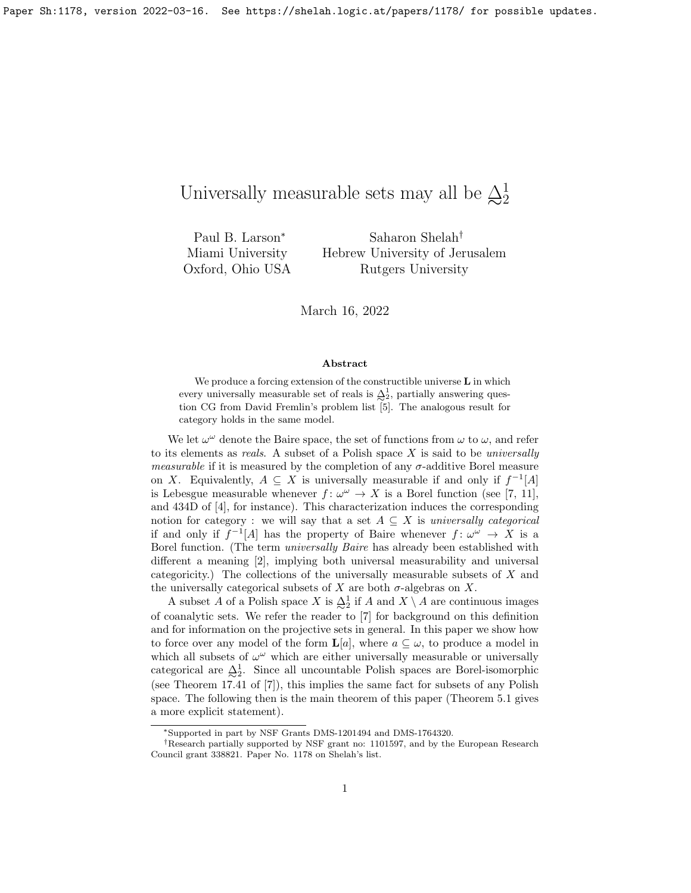# Universally measurable sets may all be $\underset{\sim}{\Delta}^1_2$

Paul B. Larson[*]
Miami University
Oxford, Ohio USA

Saharon Shelah[†]
Hebrew University of Jerusalem
Rutgers University

March 16, 2022

**Abstract**

We produce a forcing extension of the constructible universe $\mathbf{L}$ in which every universally measurable set of reals is $\underset{\sim}{\Delta}^1_2$, partially answering question CG from David Fremlin's problem list [5]. The analogous result for category holds in the same model.

We let $\omega^\omega$ denote the Baire space, the set of functions from $\omega$ to $\omega$, and refer to its elements as *reals*. A subset of a Polish space $X$ is said to be *universally measurable* if it is measured by the completion of any $\sigma$-additive Borel measure on $X$. Equivalently, $A \subseteq X$ is universally measurable if and only if $f^{-1}[A]$ is Lebesgue measurable whenever $f\colon \omega^\omega \to X$ is a Borel function (see [7, 11], and 434D of [4], for instance). This characterization induces the corresponding notion for category : we will say that a set $A \subseteq X$ is *universally categorical* if and only if $f^{-1}[A]$ has the property of Baire whenever $f\colon \omega^\omega \to X$ is a Borel function. (The term *universally Baire* has already been established with different a meaning [2], implying both universal measurability and universal categoricity.) The collections of the universally measurable subsets of $X$ and the universally categorical subsets of $X$ are both $\sigma$-algebras on $X$.

A subset $A$ of a Polish space $X$ is $\underset{\sim}{\Delta}^1_2$ if $A$ and $X \setminus A$ are continuous images of coanalytic sets. We refer the reader to [7] for background on this definition and for information on the projective sets in general. In this paper we show how to force over any model of the form $\mathbf{L}[a]$, where $a \subseteq \omega$, to produce a model in which all subsets of $\omega^\omega$ which are either universally measurable or universally categorical are $\underset{\sim}{\Delta}^1_2$. Since all uncountable Polish spaces are Borel-isomorphic (see Theorem 17.41 of [7]), this implies the same fact for subsets of any Polish space. The following then is the main theorem of this paper (Theorem 5.1 gives a more explicit statement).

---

[*] Supported in part by NSF Grants DMS-1201494 and DMS-1764320.

[†] Research partially supported by NSF grant no: 1101597, and by the European Research Council grant 338821. Paper No. 1178 on Shelah's list.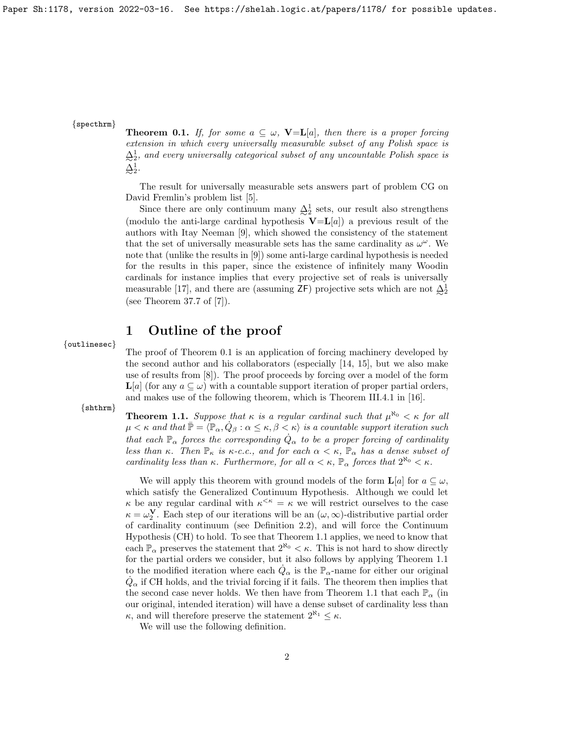**Theorem 0.1.** *If, for some $a \subseteq \omega$, $\mathbf{V}$=$\mathbf{L}[a]$, then there is a proper forcing extension in which every universally measurable subset of any Polish space is $\underset{\sim}{\Delta}^1_2$, and every universally categorical subset of any uncountable Polish space is $\underset{\sim}{\Delta}^1_2$.*

The result for universally measurable sets answers part of problem CG on David Fremlin's problem list [5].

Since there are only continuum many $\underset{\sim}{\Delta}^1_2$ sets, our result also strengthens (modulo the anti-large cardinal hypothesis $\mathbf{V}$=$\mathbf{L}[a]$) a previous result of the authors with Itay Neeman [9], which showed the consistency of the statement that the set of universally measurable sets has the same cardinality as $\omega^\omega$. We note that (unlike the results in [9]) some anti-large cardinal hypothesis is needed for the results in this paper, since the existence of infinitely many Woodin cardinals for instance implies that every projective set of reals is universally measurable [17], and there are (assuming ZF) projective sets which are not $\underset{\sim}{\Delta}^1_2$ (see Theorem 37.7 of [7]).

# 1 Outline of the proof

The proof of Theorem 0.1 is an application of forcing machinery developed by the second author and his collaborators (especially [14, 15], but we also make use of results from [8]). The proof proceeds by forcing over a model of the form $\mathbf{L}[a]$ (for any $a \subseteq \omega$) with a countable support iteration of proper partial orders, and makes use of the following theorem, which is Theorem III.4.1 in [16].

**Theorem 1.1.** *Suppose that $\kappa$ is a regular cardinal such that $\mu^{\aleph_0} < \kappa$ for all $\mu < \kappa$ and that $\bar{\mathbb{P}} = \langle \mathbb{P}_\alpha, \dot{Q}_\beta : \alpha \leq \kappa, \beta < \kappa \rangle$ is a countable support iteration such that each $\mathbb{P}_\alpha$ forces the corresponding $\dot{Q}_\alpha$ to be a proper forcing of cardinality less than $\kappa$. Then $\mathbb{P}_\kappa$ is $\kappa$-c.c., and for each $\alpha < \kappa$, $\mathbb{P}_\alpha$ has a dense subset of cardinality less than $\kappa$. Furthermore, for all $\alpha < \kappa$, $\mathbb{P}_\alpha$ forces that $2^{\aleph_0} < \kappa$.*

We will apply this theorem with ground models of the form $\mathbf{L}[a]$ for $a \subseteq \omega$, which satisfy the Generalized Continuum Hypothesis. Although we could let $\kappa$ be any regular cardinal with $\kappa^{<\kappa} = \kappa$ we will restrict ourselves to the case $\kappa = \omega_2^{\mathbf{V}}$. Each step of our iterations will be an $(\omega, \infty)$-distributive partial order of cardinality continuum (see Definition 2.2), and will force the Continuum Hypothesis (CH) to hold. To see that Theorem 1.1 applies, we need to know that each $\mathbb{P}_\alpha$ preserves the statement that $2^{\aleph_0} < \kappa$. This is not hard to show directly for the partial orders we consider, but it also follows by applying Theorem 1.1 to the modified iteration where each $\dot{Q}_\alpha$ is the $\mathbb{P}_\alpha$-name for either our original $\dot{Q}_\alpha$ if CH holds, and the trivial forcing if it fails. The theorem then implies that the second case never holds. We then have from Theorem 1.1 that each $\mathbb{P}_\alpha$ (in our original, intended iteration) will have a dense subset of cardinality less than $\kappa$, and will therefore preserve the statement $2^{\aleph_1} \leq \kappa$.

We will use the following definition.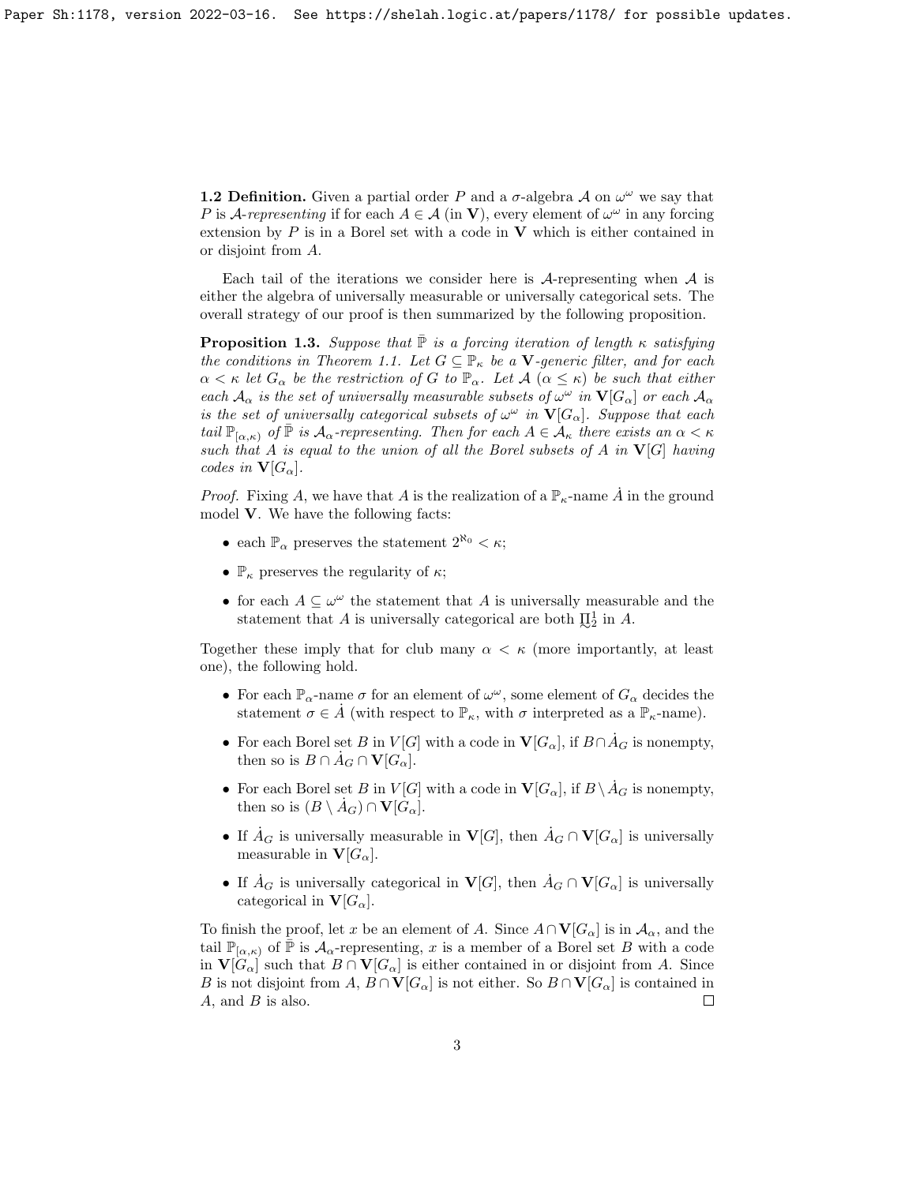**1.2 Definition.** Given a partial order $P$ and a $\sigma$-algebra $\mathcal{A}$ on $\omega^\omega$ we say that $P$ is *$\mathcal{A}$-representing* if for each $A \in \mathcal{A}$ (in $\mathbf{V}$), every element of $\omega^\omega$ in any forcing extension by $P$ is in a Borel set with a code in $\mathbf{V}$ which is either contained in or disjoint from $A$.

Each tail of the iterations we consider here is $\mathcal{A}$-representing when $\mathcal{A}$ is either the algebra of universally measurable or universally categorical sets. The overall strategy of our proof is then summarized by the following proposition.

**Proposition 1.3.** *Suppose that $\bar{\mathbb{P}}$ is a forcing iteration of length $\kappa$ satisfying the conditions in Theorem 1.1. Let $G \subseteq \mathbb{P}_\kappa$ be a $\mathbf{V}$-generic filter, and for each $\alpha < \kappa$ let $G_\alpha$ be the restriction of $G$ to $\mathbb{P}_\alpha$. Let $\mathcal{A}$ ($\alpha \leq \kappa$) be such that either each $\mathcal{A}_\alpha$ is the set of universally measurable subsets of $\omega^\omega$ in $\mathbf{V}[G_\alpha]$ or each $\mathcal{A}_\alpha$ is the set of universally categorical subsets of $\omega^\omega$ in $\mathbf{V}[G_\alpha]$. Suppose that each tail $\mathbb{P}_{[\alpha,\kappa)}$ of $\bar{\mathbb{P}}$ is $\mathcal{A}_\alpha$-representing. Then for each $A \in \mathcal{A}_\kappa$ there exists an $\alpha < \kappa$ such that $A$ is equal to the union of all the Borel subsets of $A$ in $\mathbf{V}[G]$ having codes in $\mathbf{V}[G_\alpha]$.*

*Proof.* Fixing $A$, we have that $A$ is the realization of a $\mathbb{P}_\kappa$-name $\dot{A}$ in the ground model $\mathbf{V}$. We have the following facts:

- each $\mathbb{P}_\alpha$ preserves the statement $2^{\aleph_0} < \kappa$;
- $\mathbb{P}_\kappa$ preserves the regularity of $\kappa$;
- for each $A \subseteq \omega^\omega$ the statement that $A$ is universally measurable and the statement that $A$ is universally categorical are both $\underset{\sim}{\Pi}^1_2$ in $A$.

Together these imply that for club many $\alpha < \kappa$ (more importantly, at least one), the following hold.

- For each $\mathbb{P}_\alpha$-name $\sigma$ for an element of $\omega^\omega$, some element of $G_\alpha$ decides the statement $\sigma \in \dot{A}$ (with respect to $\mathbb{P}_\kappa$, with $\sigma$ interpreted as a $\mathbb{P}_\kappa$-name).
- For each Borel set $B$ in $V[G]$ with a code in $\mathbf{V}[G_\alpha]$, if $B \cap \dot{A}_G$ is nonempty, then so is $B \cap \dot{A}_G \cap \mathbf{V}[G_\alpha]$.
- For each Borel set $B$ in $V[G]$ with a code in $\mathbf{V}[G_\alpha]$, if $B \setminus \dot{A}_G$ is nonempty, then so is $(B \setminus \dot{A}_G) \cap \mathbf{V}[G_\alpha]$.
- If $\dot{A}_G$ is universally measurable in $\mathbf{V}[G]$, then $\dot{A}_G \cap \mathbf{V}[G_\alpha]$ is universally measurable in $\mathbf{V}[G_\alpha]$.
- If $\dot{A}_G$ is universally categorical in $\mathbf{V}[G]$, then $\dot{A}_G \cap \mathbf{V}[G_\alpha]$ is universally categorical in $\mathbf{V}[G_\alpha]$.

To finish the proof, let $x$ be an element of $A$. Since $A \cap \mathbf{V}[G_\alpha]$ is in $\mathcal{A}_\alpha$, and the tail $\mathbb{P}_{[\alpha,\kappa)}$ of $\bar{\mathbb{P}}$ is $\mathcal{A}_\alpha$-representing, $x$ is a member of a Borel set $B$ with a code in $\mathbf{V}[G_\alpha]$ such that $B \cap \mathbf{V}[G_\alpha]$ is either contained in or disjoint from $A$. Since $B$ is not disjoint from $A$, $B \cap \mathbf{V}[G_\alpha]$ is not either. So $B \cap \mathbf{V}[G_\alpha]$ is contained in $A$, and $B$ is also. $\square$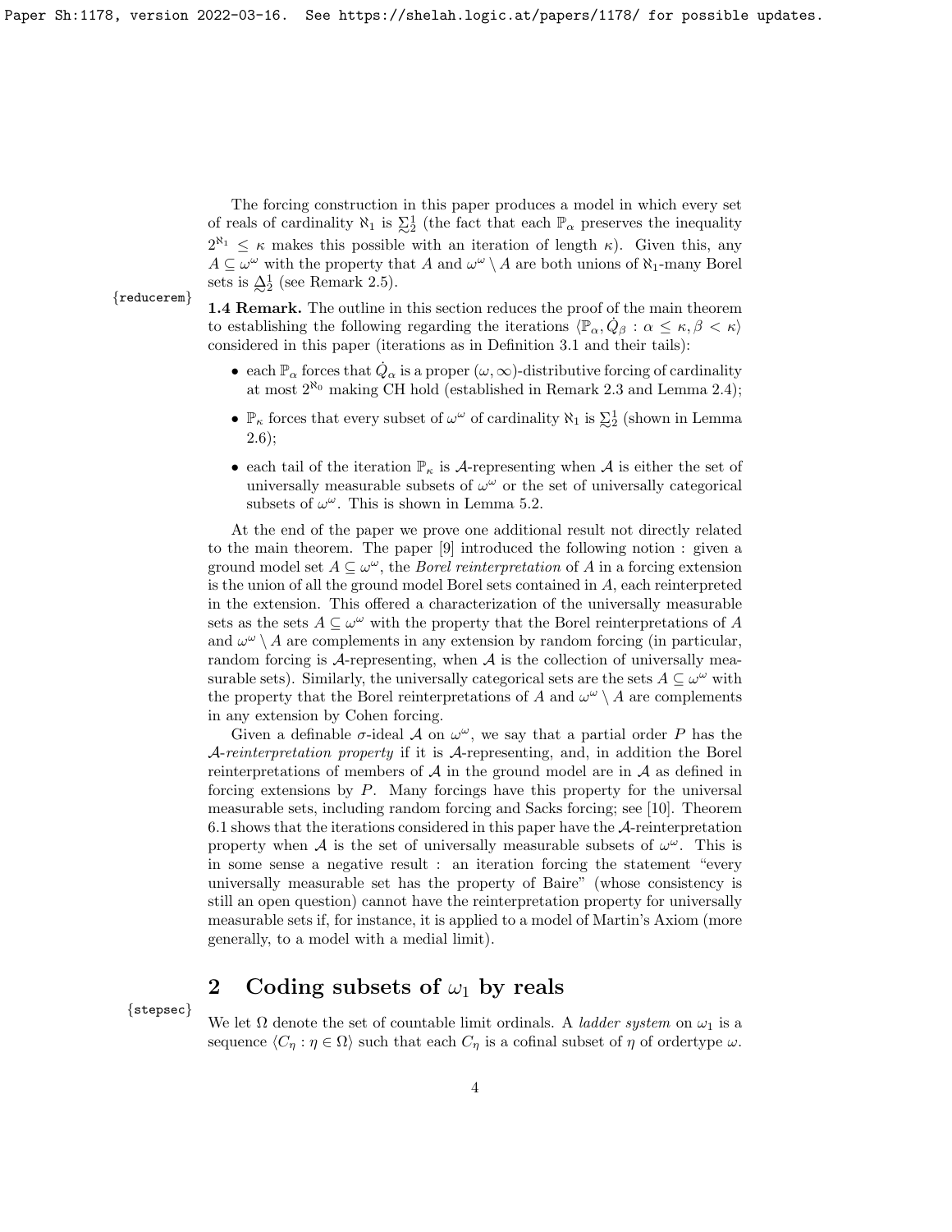The forcing construction in this paper produces a model in which every set of reals of cardinality $\aleph_1$ is $\mathbf{\Sigma}^1_2$ (the fact that each $\mathbb{P}_\alpha$ preserves the inequality $2^{\aleph_1} \leq \kappa$ makes this possible with an iteration of length $\kappa$). Given this, any $A \subseteq \omega^\omega$ with the property that $A$ and $\omega^\omega \setminus A$ are both unions of $\aleph_1$-many Borel sets is $\mathbf{\Delta}^1_2$ (see Remark 2.5).

**1.4 Remark.** The outline in this section reduces the proof of the main theorem to establishing the following regarding the iterations $\langle \mathbb{P}_\alpha, \dot{Q}_\beta : \alpha \leq \kappa, \beta < \kappa \rangle$ considered in this paper (iterations as in Definition 3.1 and their tails):

- each $\mathbb{P}_\alpha$ forces that $\dot{Q}_\alpha$ is a proper $(\omega, \infty)$-distributive forcing of cardinality at most $2^{\aleph_0}$ making CH hold (established in Remark 2.3 and Lemma 2.4);
- $\mathbb{P}_\kappa$ forces that every subset of $\omega^\omega$ of cardinality $\aleph_1$ is $\mathbf{\Sigma}^1_2$ (shown in Lemma 2.6);
- each tail of the iteration $\mathbb{P}_\kappa$ is $\mathcal{A}$-representing when $\mathcal{A}$ is either the set of universally measurable subsets of $\omega^\omega$ or the set of universally categorical subsets of $\omega^\omega$. This is shown in Lemma 5.2.

At the end of the paper we prove one additional result not directly related to the main theorem. The paper [9] introduced the following notion : given a ground model set $A \subseteq \omega^\omega$, the *Borel reinterpretation* of $A$ in a forcing extension is the union of all the ground model Borel sets contained in $A$, each reinterpreted in the extension. This offered a characterization of the universally measurable sets as the sets $A \subseteq \omega^\omega$ with the property that the Borel reinterpretations of $A$ and $\omega^\omega \setminus A$ are complements in any extension by random forcing (in particular, random forcing is $\mathcal{A}$-representing, when $\mathcal{A}$ is the collection of universally measurable sets). Similarly, the universally categorical sets are the sets $A \subseteq \omega^\omega$ with the property that the Borel reinterpretations of $A$ and $\omega^\omega \setminus A$ are complements in any extension by Cohen forcing.

Given a definable $\sigma$-ideal $\mathcal{A}$ on $\omega^\omega$, we say that a partial order $P$ has the *$\mathcal{A}$-reinterpretation property* if it is $\mathcal{A}$-representing, and, in addition the Borel reinterpretations of members of $\mathcal{A}$ in the ground model are in $\mathcal{A}$ as defined in forcing extensions by $P$. Many forcings have this property for the universal measurable sets, including random forcing and Sacks forcing; see [10]. Theorem 6.1 shows that the iterations considered in this paper have the $\mathcal{A}$-reinterpretation property when $\mathcal{A}$ is the set of universally measurable subsets of $\omega^\omega$. This is in some sense a negative result : an iteration forcing the statement "every universally measurable set has the property of Baire" (whose consistency is still an open question) cannot have the reinterpretation property for universally measurable sets if, for instance, it is applied to a model of Martin's Axiom (more generally, to a model with a medial limit).

## 2 Coding subsets of $\omega_1$ by reals

We let $\Omega$ denote the set of countable limit ordinals. A *ladder system* on $\omega_1$ is a sequence $\langle C_\eta : \eta \in \Omega \rangle$ such that each $C_\eta$ is a cofinal subset of $\eta$ of ordertype $\omega$.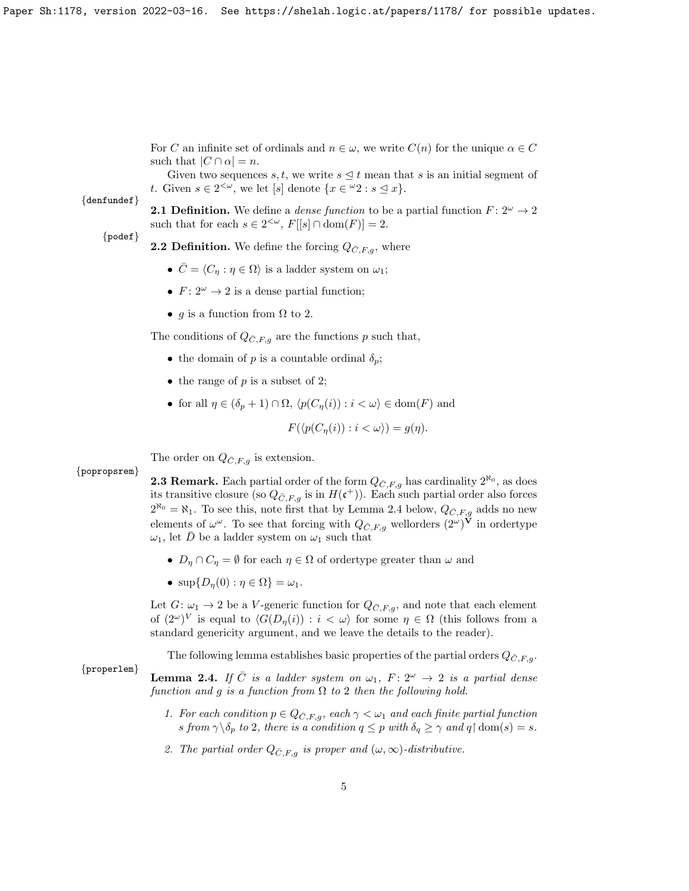For $C$ an infinite set of ordinals and $n \in \omega$, we write $C(n)$ for the unique $\alpha \in C$ such that $|C \cap \alpha| = n$.

Given two sequences $s, t$, we write $s \trianglelefteq t$ mean that $s$ is an initial segment of $t$. Given $s \in 2^{<\omega}$, we let $[s]$ denote $\{x \in {}^{\omega}2 : s \trianglelefteq x\}$.

**2.1 Definition.** We define a *dense function* to be a partial function $F\colon 2^{\omega} \to 2$ such that for each $s \in 2^{<\omega}$, $F[[s] \cap \mathrm{dom}(F)] = 2$.

**2.2 Definition.** We define the forcing $Q_{\bar{C},F,g}$, where

- $\bar{C} = \langle C_\eta : \eta \in \Omega\rangle$ is a ladder system on $\omega_1$;
- $F\colon 2^{\omega} \to 2$ is a dense partial function;
- $g$ is a function from $\Omega$ to 2.

The conditions of $Q_{\bar{C},F,g}$ are the functions $p$ such that,

- the domain of $p$ is a countable ordinal $\delta_p$;
- the range of $p$ is a subset of 2;
- for all $\eta \in (\delta_p + 1) \cap \Omega$, $\langle p(C_\eta(i)) : i < \omega\rangle \in \mathrm{dom}(F)$ and

$$F(\langle p(C_\eta(i)) : i < \omega\rangle) = g(\eta).$$

The order on $Q_{\bar{C},F,g}$ is extension.

**2.3 Remark.** Each partial order of the form $Q_{\bar{C},F,g}$ has cardinality $2^{\aleph_0}$, as does its transitive closure (so $Q_{\bar{C},F,g}$ is in $H(\mathfrak{c}^+)$). Each such partial order also forces $2^{\aleph_0} = \aleph_1$. To see this, note first that by Lemma 2.4 below, $Q_{\bar{C},F,g}$ adds no new elements of $\omega^\omega$. To see that forcing with $Q_{\bar{C},F,g}$ wellorders $(2^\omega)^{\mathbf{V}}$ in ordertype $\omega_1$, let $\bar{D}$ be a ladder system on $\omega_1$ such that

- $D_\eta \cap C_\eta = \emptyset$ for each $\eta \in \Omega$ of ordertype greater than $\omega$ and
- $\sup\{D_\eta(0) : \eta \in \Omega\} = \omega_1$.

Let $G\colon \omega_1 \to 2$ be a $V$-generic function for $Q_{\bar{C},F,g}$, and note that each element of $(2^\omega)^V$ is equal to $\langle G(D_\eta(i)) : i < \omega\rangle$ for some $\eta \in \Omega$ (this follows from a standard genericity argument, and we leave the details to the reader).

The following lemma establishes basic properties of the partial orders $Q_{\bar{C},F,g}$.

**Lemma 2.4.** *If $\bar{C}$ is a ladder system on $\omega_1$, $F\colon 2^\omega \to 2$ is a partial dense function and $g$ is a function from $\Omega$ to 2 then the following hold.*

1. *For each condition $p \in Q_{\bar{C},F,g}$, each $\gamma < \omega_1$ and each finite partial function $s$ from $\gamma \setminus \delta_p$ to 2, there is a condition $q \leq p$ with $\delta_q \geq \gamma$ and $q \restriction \mathrm{dom}(s) = s$.*
2. *The partial order $Q_{\bar{C},F,g}$ is proper and $(\omega, \infty)$-distributive.*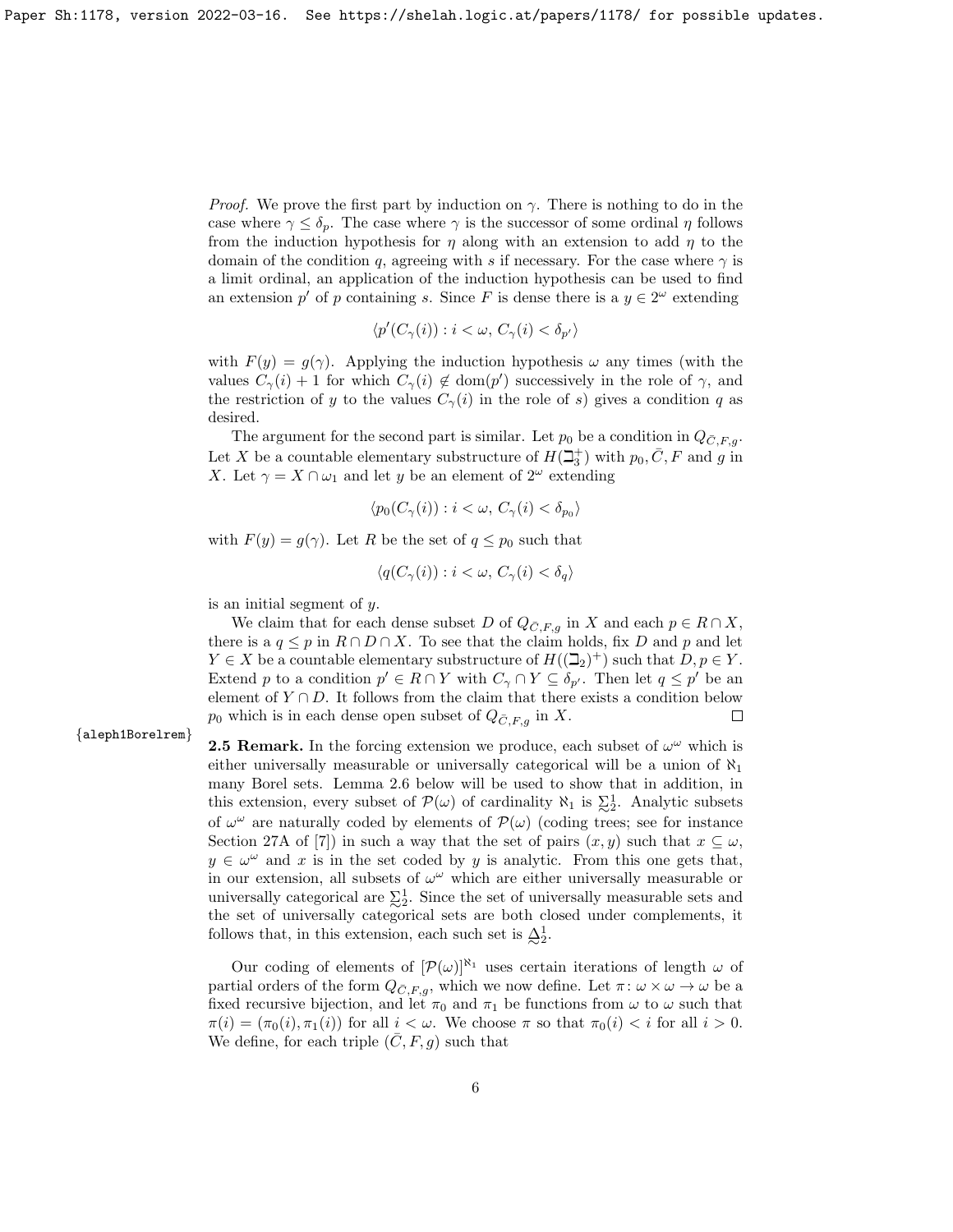*Proof.* We prove the first part by induction on $\gamma$. There is nothing to do in the case where $\gamma \leq \delta_p$. The case where $\gamma$ is the successor of some ordinal $\eta$ follows from the induction hypothesis for $\eta$ along with an extension to add $\eta$ to the domain of the condition $q$, agreeing with $s$ if necessary. For the case where $\gamma$ is a limit ordinal, an application of the induction hypothesis can be used to find an extension $p'$ of $p$ containing $s$. Since $F$ is dense there is a $y \in 2^\omega$ extending

$$\langle p'(C_\gamma(i)) : i < \omega,\, C_\gamma(i) < \delta_{p'}\rangle$$

with $F(y) = g(\gamma)$. Applying the induction hypothesis $\omega$ any times (with the values $C_\gamma(i)+1$ for which $C_\gamma(i) \notin \mathrm{dom}(p')$ successively in the role of $\gamma$, and the restriction of $y$ to the values $C_\gamma(i)$ in the role of $s$) gives a condition $q$ as desired.

The argument for the second part is similar. Let $p_0$ be a condition in $Q_{\bar{C},F,g}$. Let $X$ be a countable elementary substructure of $H(\beth_3^+)$ with $p_0, \bar{C}, F$ and $g$ in $X$. Let $\gamma = X \cap \omega_1$ and let $y$ be an element of $2^\omega$ extending

$$\langle p_0(C_\gamma(i)) : i < \omega,\, C_\gamma(i) < \delta_{p_0}\rangle$$

with $F(y) = g(\gamma)$. Let $R$ be the set of $q \leq p_0$ such that

$$\langle q(C_\gamma(i)) : i < \omega,\, C_\gamma(i) < \delta_q\rangle$$

is an initial segment of $y$.

We claim that for each dense subset $D$ of $Q_{\bar{C},F,g}$ in $X$ and each $p \in R \cap X$, there is a $q \leq p$ in $R \cap D \cap X$. To see that the claim holds, fix $D$ and $p$ and let $Y \in X$ be a countable elementary substructure of $H((\beth_2)^+)$ such that $D, p \in Y$. Extend $p$ to a condition $p' \in R \cap Y$ with $C_\gamma \cap Y \subseteq \delta_{p'}$. Then let $q \leq p'$ be an element of $Y \cap D$. It follows from the claim that there exists a condition below $p_0$ which is in each dense open subset of $Q_{\bar{C},F,g}$ in $X$. $\square$

**2.5 Remark.** In the forcing extension we produce, each subset of $\omega^\omega$ which is either universally measurable or universally categorical will be a union of $\aleph_1$ many Borel sets. Lemma 2.6 below will be used to show that in addition, in this extension, every subset of $\mathcal{P}(\omega)$ of cardinality $\aleph_1$ is $\undertilde{\Sigma}^1_2$. Analytic subsets of $\omega^\omega$ are naturally coded by elements of $\mathcal{P}(\omega)$ (coding trees; see for instance Section 27A of [7]) in such a way that the set of pairs $(x, y)$ such that $x \subseteq \omega$, $y \in \omega^\omega$ and $x$ is in the set coded by $y$ is analytic. From this one gets that, in our extension, all subsets of $\omega^\omega$ which are either universally measurable or universally categorical are $\undertilde{\Sigma}^1_2$. Since the set of universally measurable sets and the set of universally categorical sets are both closed under complements, it follows that, in this extension, each such set is $\undertilde{\Delta}^1_2$.

Our coding of elements of $[\mathcal{P}(\omega)]^{\aleph_1}$ uses certain iterations of length $\omega$ of partial orders of the form $Q_{\bar{C},F,g}$, which we now define. Let $\pi\colon \omega \times \omega \to \omega$ be a fixed recursive bijection, and let $\pi_0$ and $\pi_1$ be functions from $\omega$ to $\omega$ such that $\pi(i) = (\pi_0(i), \pi_1(i))$ for all $i < \omega$. We choose $\pi$ so that $\pi_0(i) < i$ for all $i > 0$. We define, for each triple $(\bar{C}, F, g)$ such that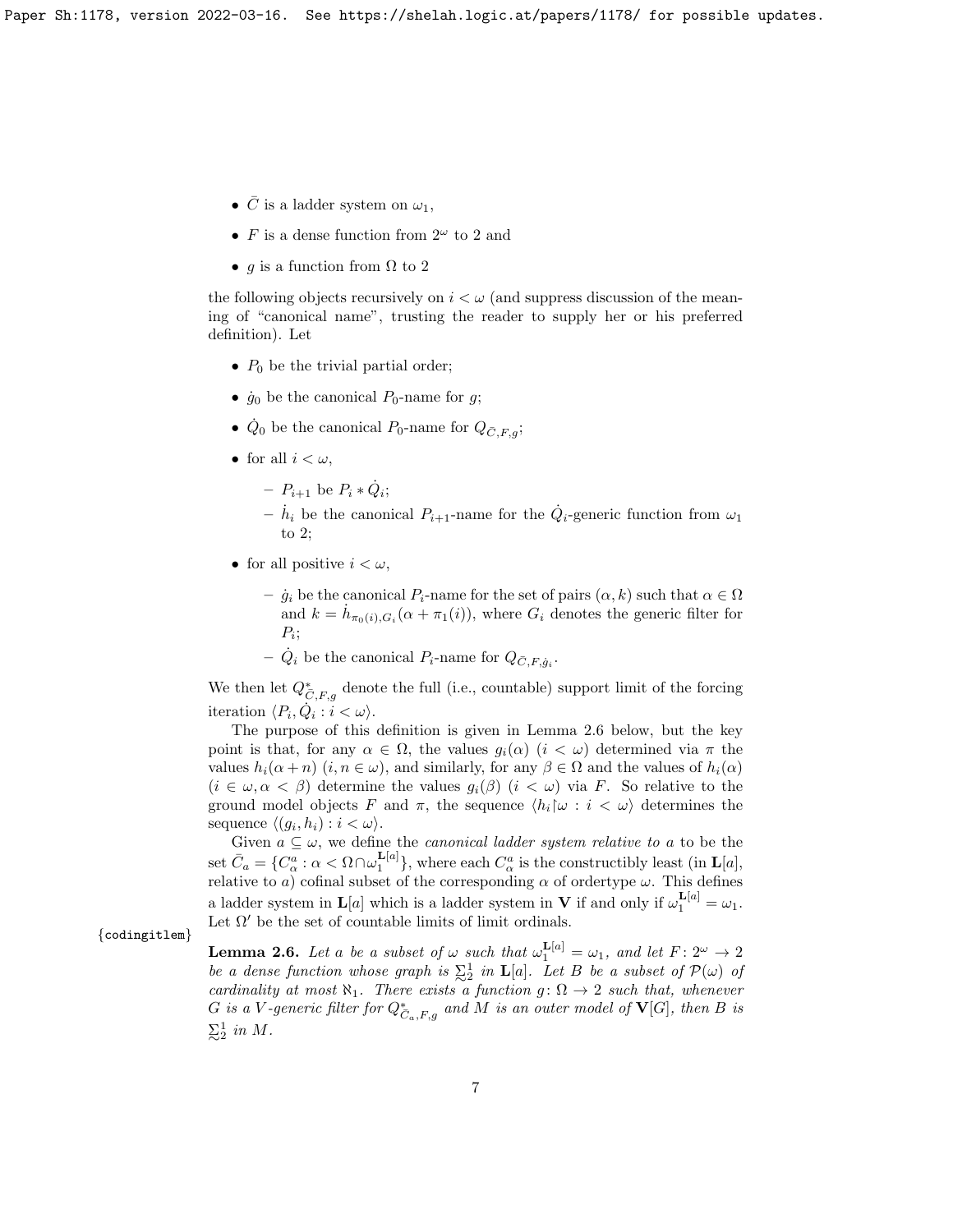- $\bar{C}$ is a ladder system on $\omega_1$,
- $F$ is a dense function from $2^\omega$ to 2 and
- $g$ is a function from $\Omega$ to 2

the following objects recursively on $i < \omega$ (and suppress discussion of the meaning of "canonical name", trusting the reader to supply her or his preferred definition). Let

- $P_0$ be the trivial partial order;
- $\dot{g}_0$ be the canonical $P_0$-name for $g$;
- $\dot{Q}_0$ be the canonical $P_0$-name for $Q_{\bar{C},F,g}$;
- for all $i < \omega$,
  - $P_{i+1}$ be $P_i * \dot{Q}_i$;
  - $\dot{h}_i$ be the canonical $P_{i+1}$-name for the $\dot{Q}_i$-generic function from $\omega_1$ to 2;
- for all positive $i < \omega$,
  - $\dot{g}_i$ be the canonical $P_i$-name for the set of pairs $(\alpha, k)$ such that $\alpha \in \Omega$ and $k = \dot{h}_{\pi_0(i),G_i}(\alpha + \pi_1(i))$, where $G_i$ denotes the generic filter for $P_i$;
  - $\dot{Q}_i$ be the canonical $P_i$-name for $Q_{\bar{C},F,\dot{g}_i}$.

We then let $Q^*_{\bar{C},F,g}$ denote the full (i.e., countable) support limit of the forcing iteration $\langle P_i, \dot{Q}_i : i < \omega \rangle$.

The purpose of this definition is given in Lemma 2.6 below, but the key point is that, for any $\alpha \in \Omega$, the values $g_i(\alpha)$ $(i < \omega)$ determined via $\pi$ the values $h_i(\alpha + n)$ $(i, n \in \omega)$, and similarly, for any $\beta \in \Omega$ and the values of $h_i(\alpha)$ $(i \in \omega, \alpha < \beta)$ determine the values $g_i(\beta)$ $(i < \omega)$ via $F$. So relative to the ground model objects $F$ and $\pi$, the sequence $\langle h_i \restriction \omega : i < \omega \rangle$ determines the sequence $\langle (g_i, h_i) : i < \omega \rangle$.

Given $a \subseteq \omega$, we define the *canonical ladder system relative to* $a$ to be the set $\bar{C}_a = \{C^a_\alpha : \alpha < \Omega \cap \omega_1^{\mathbf{L}[a]}\}$, where each $C^a_\alpha$ is the constructibly least (in $\mathbf{L}[a]$, relative to $a$) cofinal subset of the corresponding $\alpha$ of ordertype $\omega$. This defines a ladder system in $\mathbf{L}[a]$ which is a ladder system in $\mathbf{V}$ if and only if $\omega_1^{\mathbf{L}[a]} = \omega_1$. Let $\Omega'$ be the set of countable limits of limit ordinals.

**Lemma 2.6.** *Let $a$ be a subset of $\omega$ such that $\omega_1^{\mathbf{L}[a]} = \omega_1$, and let $F \colon 2^\omega \to 2$ be a dense function whose graph is $\underset{\sim}{\Sigma}^1_2$ in $\mathbf{L}[a]$. Let $B$ be a subset of $\mathcal{P}(\omega)$ of cardinality at most $\aleph_1$. There exists a function $g \colon \Omega \to 2$ such that, whenever $G$ is a $V$-generic filter for $Q^*_{\bar{C}_a,F,g}$ and $M$ is an outer model of $\mathbf{V}[G]$, then $B$ is $\underset{\sim}{\Sigma}^1_2$ in $M$.*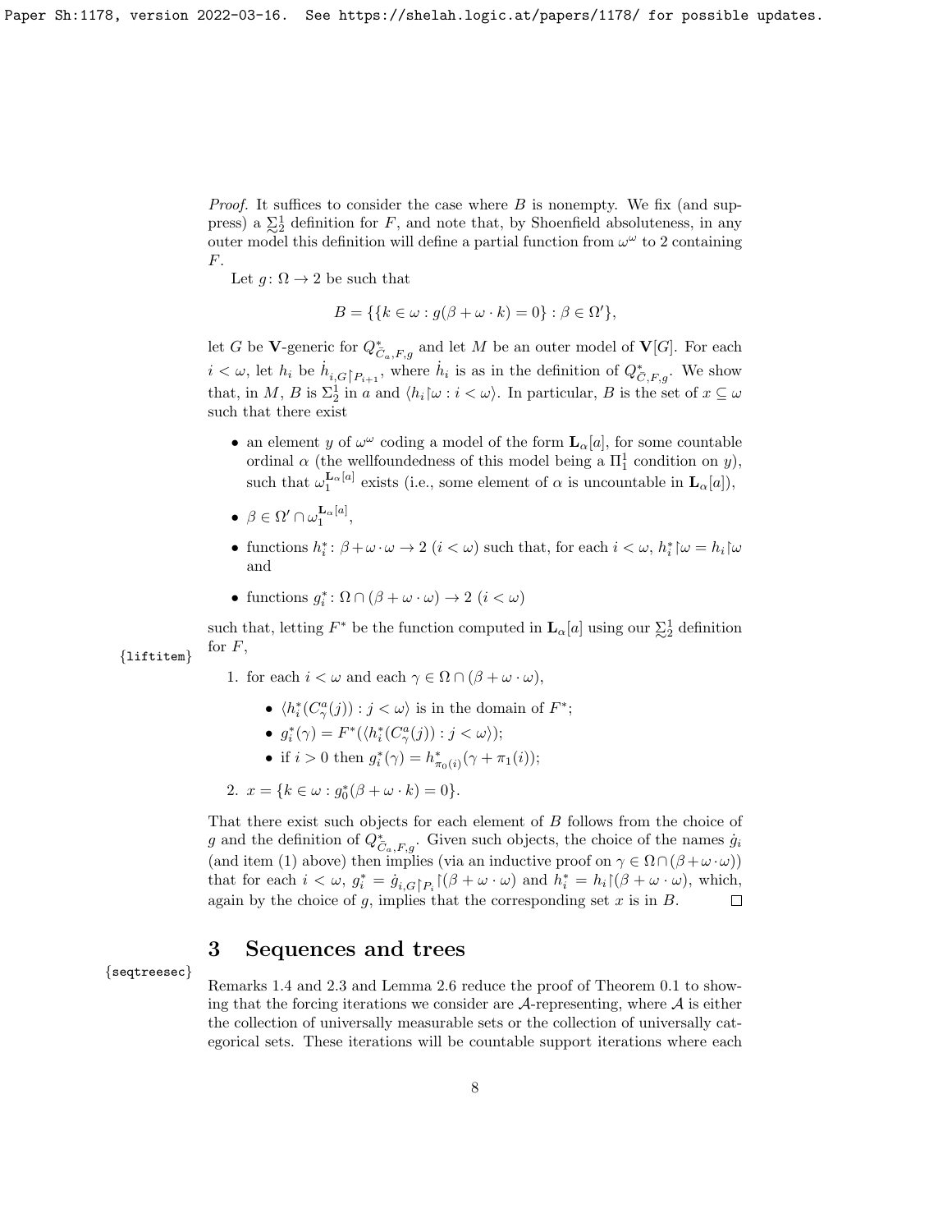*Proof.* It suffices to consider the case where $B$ is nonempty. We fix (and suppress) a $\underset{\sim}{\Sigma}^1_2$ definition for $F$, and note that, by Shoenfield absoluteness, in any outer model this definition will define a partial function from $\omega^\omega$ to 2 containing $F$.

Let $g \colon \Omega \to 2$ be such that

$$B = \{\{k \in \omega : g(\beta + \omega \cdot k) = 0\} : \beta \in \Omega'\},$$

let $G$ be $\mathbf{V}$-generic for $Q^*_{\bar{C}_a,F,g}$ and let $M$ be an outer model of $\mathbf{V}[G]$. For each $i < \omega$, let $h_i$ be $\dot{h}_{i,G \restriction P_{i+1}}$, where $\dot{h}_i$ is as in the definition of $Q^*_{\bar{C},F,g}$. We show that, in $M$, $B$ is $\Sigma^1_2$ in $a$ and $\langle h_i \restriction \omega : i < \omega \rangle$. In particular, $B$ is the set of $x \subseteq \omega$ such that there exist

- an element $y$ of $\omega^\omega$ coding a model of the form $\mathbf{L}_\alpha[a]$, for some countable ordinal $\alpha$ (the wellfoundedness of this model being a $\Pi^1_1$ condition on $y$), such that $\omega_1^{\mathbf{L}_\alpha[a]}$ exists (i.e., some element of $\alpha$ is uncountable in $\mathbf{L}_\alpha[a]$),
- $\beta \in \Omega' \cap \omega_1^{\mathbf{L}_\alpha[a]}$,
- functions $h^*_i \colon \beta + \omega \cdot \omega \to 2$ ($i < \omega$) such that, for each $i < \omega$, $h^*_i \restriction \omega = h_i \restriction \omega$ and
- functions $g^*_i \colon \Omega \cap (\beta + \omega \cdot \omega) \to 2$ ($i < \omega$)

such that, letting $F^*$ be the function computed in $\mathbf{L}_\alpha[a]$ using our $\underset{\sim}{\Sigma}^1_2$ definition for $F$,

1. for each $i < \omega$ and each $\gamma \in \Omega \cap (\beta + \omega \cdot \omega)$,
   - $\langle h^*_i(C^a_\gamma(j)) : j < \omega \rangle$ is in the domain of $F^*$;
   - $g^*_i(\gamma) = F^*(\langle h^*_i(C^a_\gamma(j)) : j < \omega \rangle)$;
   - if $i > 0$ then $g^*_i(\gamma) = h^*_{\pi_0(i)}(\gamma + \pi_1(i))$;
2. $x = \{k \in \omega : g^*_0(\beta + \omega \cdot k) = 0\}$.

That there exist such objects for each element of $B$ follows from the choice of $g$ and the definition of $Q^*_{\bar{C}_a,F,g}$. Given such objects, the choice of the names $\dot{g}_i$ (and item (1) above) then implies (via an inductive proof on $\gamma \in \Omega \cap (\beta + \omega \cdot \omega)$) that for each $i < \omega$, $g^*_i = \dot{g}_{i,G \restriction P_i} \restriction (\beta + \omega \cdot \omega)$ and $h^*_i = h_i \restriction (\beta + \omega \cdot \omega)$, which, again by the choice of $g$, implies that the corresponding set $x$ is in $B$. $\square$

## 3 Sequences and trees

Remarks 1.4 and 2.3 and Lemma 2.6 reduce the proof of Theorem 0.1 to showing that the forcing iterations we consider are $\mathcal{A}$-representing, where $\mathcal{A}$ is either the collection of universally measurable sets or the collection of universally categorical sets. These iterations will be countable support iterations where each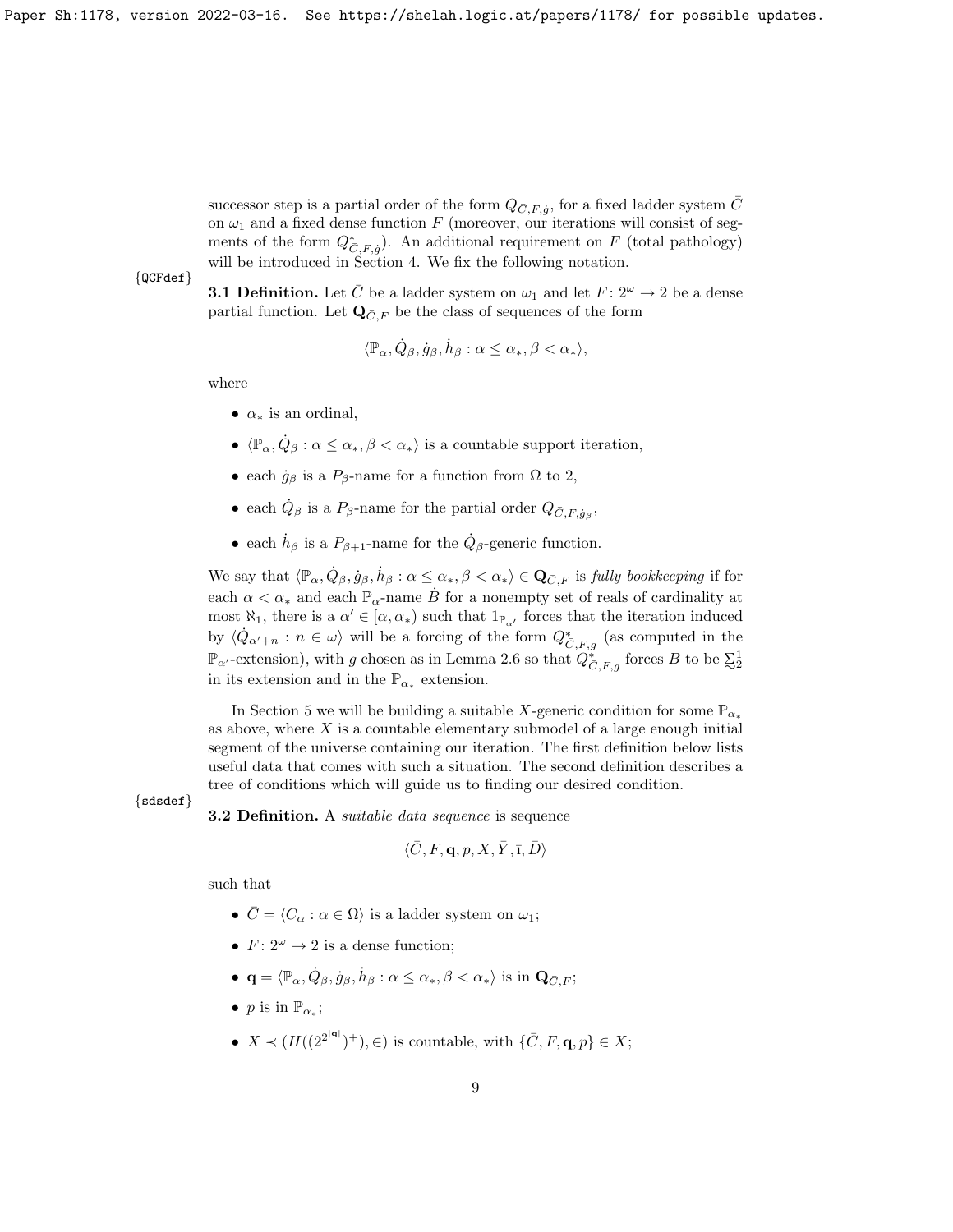successor step is a partial order of the form $Q_{\bar{C},F,\dot{g}}$, for a fixed ladder system $\bar{C}$ on $\omega_1$ and a fixed dense function $F$ (moreover, our iterations will consist of segments of the form $Q^*_{\bar{C},F,\dot{g}}$). An additional requirement on $F$ (total pathology) will be introduced in Section 4. We fix the following notation.

**3.1 Definition.** Let $\bar{C}$ be a ladder system on $\omega_1$ and let $F\colon 2^\omega \to 2$ be a dense partial function. Let $\mathbf{Q}_{\bar{C},F}$ be the class of sequences of the form

$$\langle \mathbb{P}_\alpha, \dot{Q}_\beta, \dot{g}_\beta, \dot{h}_\beta : \alpha \leq \alpha_*, \beta < \alpha_* \rangle,$$

where

- $\alpha_*$ is an ordinal,
- $\langle \mathbb{P}_\alpha, \dot{Q}_\beta : \alpha \leq \alpha_*, \beta < \alpha_* \rangle$ is a countable support iteration,
- each $\dot{g}_\beta$ is a $P_\beta$-name for a function from $\Omega$ to 2,
- each $\dot{Q}_\beta$ is a $P_\beta$-name for the partial order $Q_{\bar{C},F,\dot{g}_\beta}$,
- each $\dot{h}_\beta$ is a $P_{\beta+1}$-name for the $\dot{Q}_\beta$-generic function.

We say that $\langle \mathbb{P}_\alpha, \dot{Q}_\beta, \dot{g}_\beta, \dot{h}_\beta : \alpha \leq \alpha_*, \beta < \alpha_* \rangle \in \mathbf{Q}_{\bar{C},F}$ is *fully bookkeeping* if for each $\alpha < \alpha_*$ and each $\mathbb{P}_\alpha$-name $\dot{B}$ for a nonempty set of reals of cardinality at most $\aleph_1$, there is a $\alpha' \in [\alpha, \alpha_*)$ such that $1_{\mathbb{P}_{\alpha'}}$ forces that the iteration induced by $\langle \dot{Q}_{\alpha'+n} : n \in \omega \rangle$ will be a forcing of the form $Q^*_{\bar{C},F,g}$ (as computed in the $\mathbb{P}_{\alpha'}$-extension), with $g$ chosen as in Lemma 2.6 so that $Q^*_{\bar{C},F,g}$ forces $B$ to be $\underset{\sim}{\Sigma}^1_2$ in its extension and in the $\mathbb{P}_{\alpha_*}$ extension.

In Section 5 we will be building a suitable $X$-generic condition for some $\mathbb{P}_{\alpha_*}$ as above, where $X$ is a countable elementary submodel of a large enough initial segment of the universe containing our iteration. The first definition below lists useful data that comes with such a situation. The second definition describes a tree of conditions which will guide us to finding our desired condition.

**3.2 Definition.** A *suitable data sequence* is sequence

$$\langle \bar{C}, F, \mathbf{q}, p, X, \bar{Y}, \bar{\imath}, \bar{D} \rangle$$

such that

- $\bar{C} = \langle C_\alpha : \alpha \in \Omega \rangle$ is a ladder system on $\omega_1$;
- $F\colon 2^\omega \to 2$ is a dense function;
- $\mathbf{q} = \langle \mathbb{P}_\alpha, \dot{Q}_\beta, \dot{g}_\beta, \dot{h}_\beta : \alpha \leq \alpha_*, \beta < \alpha_* \rangle$ is in $\mathbf{Q}_{\bar{C},F}$;
- $p$ is in $\mathbb{P}_{\alpha_*}$;
- $X \prec (H((2^{2^{|\mathbf{q}|}})^+), \in)$ is countable, with $\{\bar{C}, F, \mathbf{q}, p\} \in X$;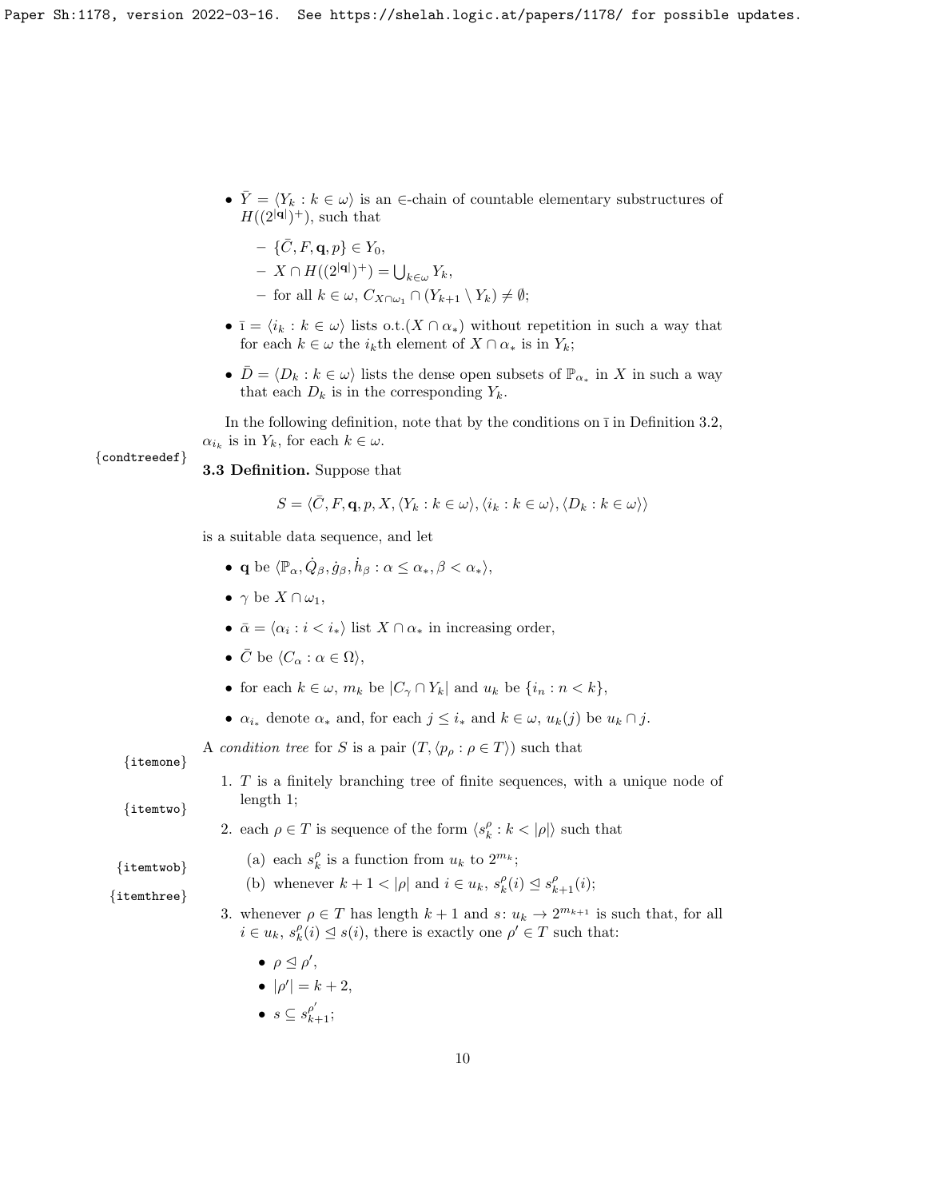- $\bar{Y} = \langle Y_k : k \in \omega \rangle$ is an $\in$-chain of countable elementary substructures of $H((2^{|\mathbf{q}|})^+)$, such that
  - $\{\bar{C}, F, \mathbf{q}, p\} \in Y_0$,
  - $X \cap H((2^{|\mathbf{q}|})^+) = \bigcup_{k \in \omega} Y_k$,
  - for all $k \in \omega$, $C_{X \cap \omega_1} \cap (Y_{k+1} \setminus Y_k) \neq \emptyset$;
- $\bar{\imath} = \langle i_k : k \in \omega \rangle$ lists o.t.$(X \cap \alpha_*)$ without repetition in such a way that for each $k \in \omega$ the $i_k$th element of $X \cap \alpha_*$ is in $Y_k$;
- $\bar{D} = \langle D_k : k \in \omega \rangle$ lists the dense open subsets of $\mathbb{P}_{\alpha_*}$ in $X$ in such a way that each $D_k$ is in the corresponding $Y_k$.

In the following definition, note that by the conditions on $\bar{\imath}$ in Definition 3.2, $\alpha_{i_k}$ is in $Y_k$, for each $k \in \omega$.

**3.3 Definition.** Suppose that

$$S = \langle \bar{C}, F, \mathbf{q}, p, X, \langle Y_k : k \in \omega \rangle, \langle i_k : k \in \omega \rangle, \langle D_k : k \in \omega \rangle \rangle$$

is a suitable data sequence, and let

- $\mathbf{q}$ be $\langle \mathbb{P}_\alpha, \dot{Q}_\beta, \dot{g}_\beta, \dot{h}_\beta : \alpha \leq \alpha_*, \beta < \alpha_* \rangle$,
- $\gamma$ be $X \cap \omega_1$,
- $\bar{\alpha} = \langle \alpha_i : i < i_* \rangle$ list $X \cap \alpha_*$ in increasing order,
- $\bar{C}$ be $\langle C_\alpha : \alpha \in \Omega \rangle$,
- for each $k \in \omega$, $m_k$ be $|C_\gamma \cap Y_k|$ and $u_k$ be $\{i_n : n < k\}$,
- $\alpha_{i_*}$ denote $\alpha_*$ and, for each $j \leq i_*$ and $k \in \omega$, $u_k(j)$ be $u_k \cap j$.

A *condition tree* for $S$ is a pair $(T, \langle p_\rho : \rho \in T \rangle)$ such that

1. $T$ is a finitely branching tree of finite sequences, with a unique node of length 1;
2. each $\rho \in T$ is sequence of the form $\langle s^\rho_k : k < |\rho| \rangle$ such that
   (a) each $s^\rho_k$ is a function from $u_k$ to $2^{m_k}$;
   (b) whenever $k + 1 < |\rho|$ and $i \in u_k$, $s^\rho_k(i) \trianglelefteq s^\rho_{k+1}(i)$;
3. whenever $\rho \in T$ has length $k + 1$ and $s \colon u_k \to 2^{m_{k+1}}$ is such that, for all $i \in u_k$, $s^\rho_k(i) \trianglelefteq s(i)$, there is exactly one $\rho' \in T$ such that:
   - $\rho \trianglelefteq \rho'$,
   - $|\rho'| = k + 2$,
   - $s \subseteq s^{\rho'}_{k+1}$;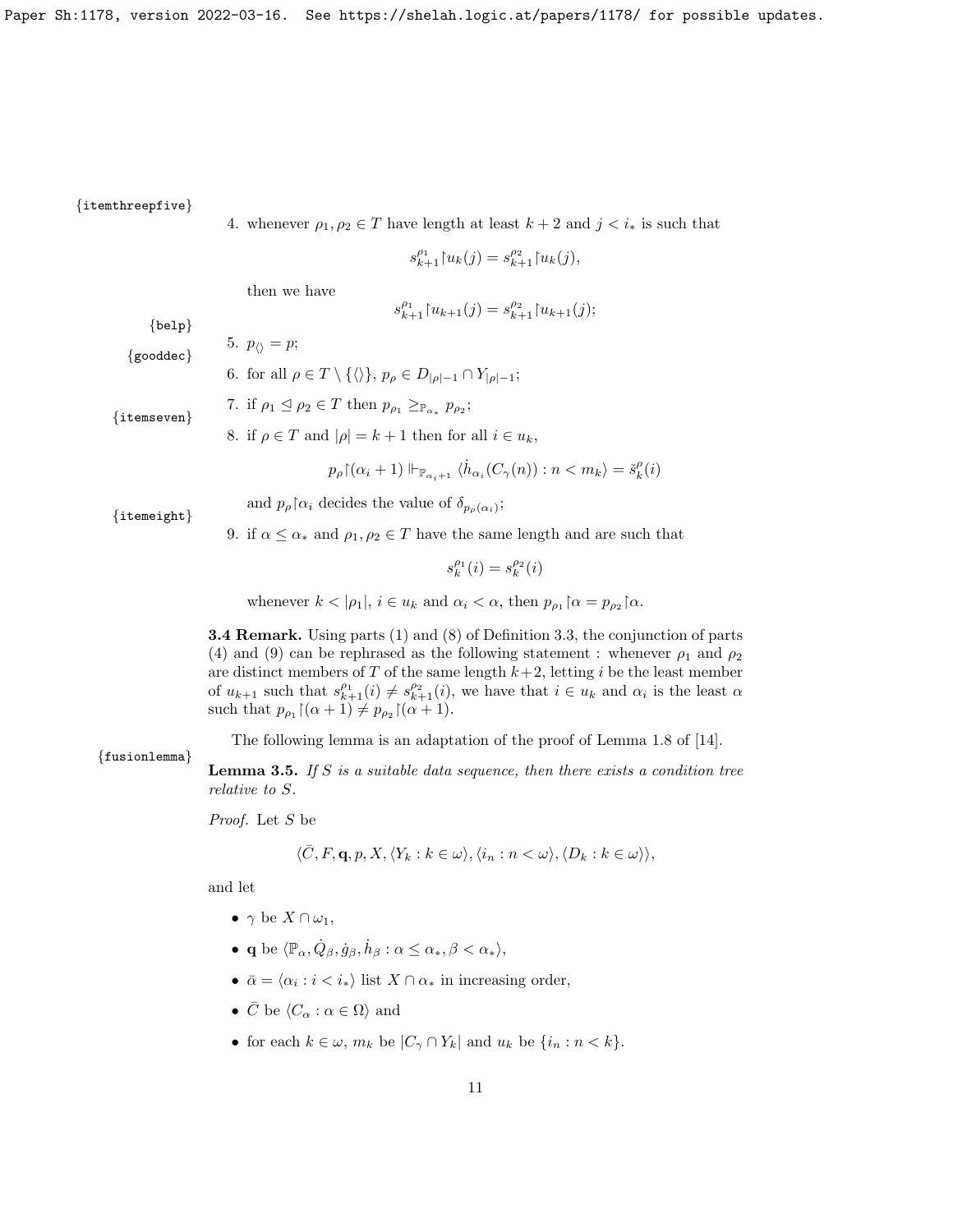4. whenever $\rho_1, \rho_2 \in T$ have length at least $k+2$ and $j < i_*$ is such that

$$s^{\rho_1}_{k+1} \restriction u_k(j) = s^{\rho_2}_{k+1} \restriction u_k(j),$$

then we have

$$s^{\rho_1}_{k+1} \restriction u_{k+1}(j) = s^{\rho_2}_{k+1} \restriction u_{k+1}(j);$$

5. $p_{\langle\rangle} = p$;
6. for all $\rho \in T \setminus \{\langle\rangle\}$, $p_\rho \in D_{|\rho|-1} \cap Y_{|\rho|-1}$;
7. if $\rho_1 \trianglelefteq \rho_2 \in T$ then $p_{\rho_1} \geq_{\mathbb{P}_{\alpha_*}} p_{\rho_2}$;
8. if $\rho \in T$ and $|\rho| = k+1$ then for all $i \in u_k$,

$$p_\rho \restriction (\alpha_i + 1) \Vdash_{\mathbb{P}_{\alpha_i+1}} \langle \dot{h}_{\alpha_i}(C_\gamma(n)) : n < m_k \rangle = \check{s}^\rho_k(i)$$

and $p_\rho \restriction \alpha_i$ decides the value of $\delta_{p_\rho(\alpha_i)}$;

9. if $\alpha \leq \alpha_*$ and $\rho_1, \rho_2 \in T$ have the same length and are such that

$$s^{\rho_1}_k(i) = s^{\rho_2}_k(i)$$

whenever $k < |\rho_1|$, $i \in u_k$ and $\alpha_i < \alpha$, then $p_{\rho_1} \restriction \alpha = p_{\rho_2} \restriction \alpha$.

**3.4 Remark.** Using parts (1) and (8) of Definition 3.3, the conjunction of parts (4) and (9) can be rephrased as the following statement : whenever $\rho_1$ and $\rho_2$ are distinct members of $T$ of the same length $k+2$, letting $i$ be the least member of $u_{k+1}$ such that $s^{\rho_1}_{k+1}(i) \neq s^{\rho_2}_{k+1}(i)$, we have that $i \in u_k$ and $\alpha_i$ is the least $\alpha$ such that $p_{\rho_1} \restriction (\alpha+1) \neq p_{\rho_2} \restriction (\alpha+1)$.

The following lemma is an adaptation of the proof of Lemma 1.8 of [14].

**Lemma 3.5.** *If $S$ is a suitable data sequence, then there exists a condition tree relative to $S$.*

*Proof.* Let $S$ be

$$\langle \bar{C}, F, \mathbf{q}, p, X, \langle Y_k : k \in \omega \rangle, \langle i_n : n < \omega \rangle, \langle D_k : k \in \omega \rangle \rangle,$$

and let

- $\gamma$ be $X \cap \omega_1$,
- $\mathbf{q}$ be $\langle \mathbb{P}_\alpha, \dot{Q}_\beta, \dot{g}_\beta, \dot{h}_\beta : \alpha \leq \alpha_*, \beta < \alpha_* \rangle$,
- $\bar{\alpha} = \langle \alpha_i : i < i_* \rangle$ list $X \cap \alpha_*$ in increasing order,
- $\bar{C}$ be $\langle C_\alpha : \alpha \in \Omega \rangle$ and
- for each $k \in \omega$, $m_k$ be $|C_\gamma \cap Y_k|$ and $u_k$ be $\{i_n : n < k\}$.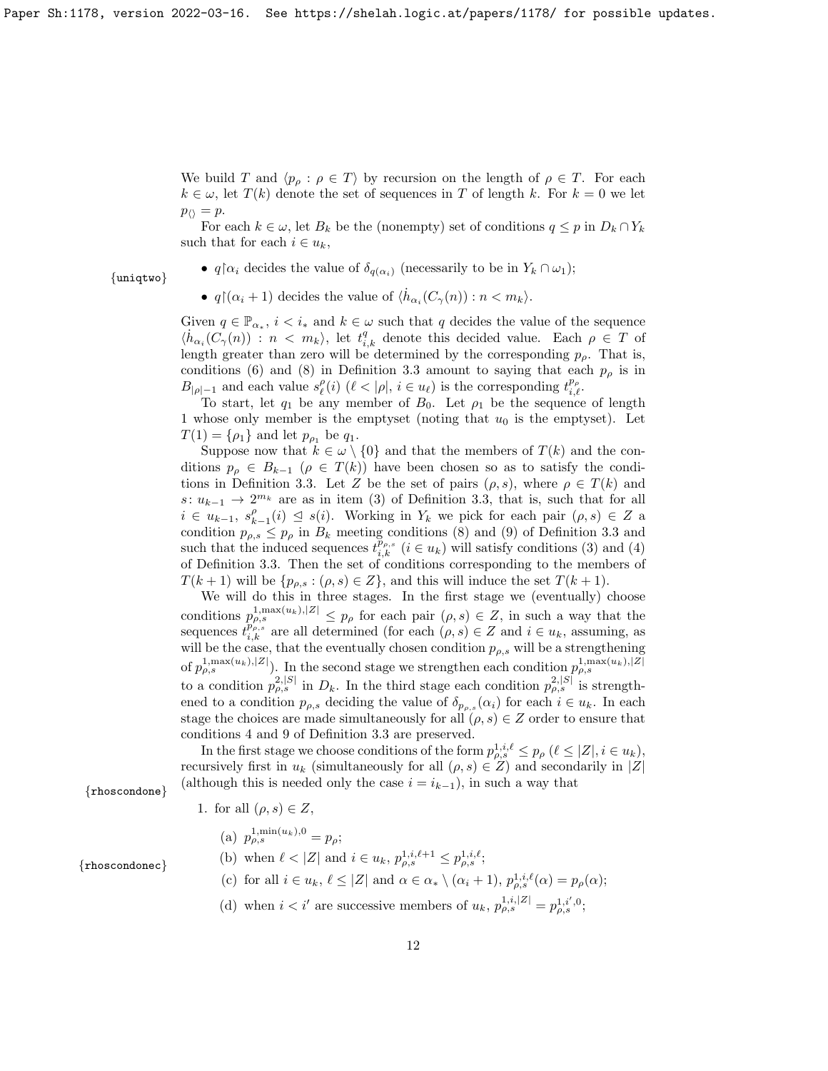We build $T$ and $\langle p_\rho : \rho \in T\rangle$ by recursion on the length of $\rho \in T$. For each $k \in \omega$, let $T(k)$ denote the set of sequences in $T$ of length $k$. For $k = 0$ we let $p_{\langle\rangle} = p$.

For each $k \in \omega$, let $B_k$ be the (nonempty) set of conditions $q \leq p$ in $D_k \cap Y_k$ such that for each $i \in u_k$,

- $q{\restriction}\alpha_i$ decides the value of $\delta_{q(\alpha_i)}$ (necessarily to be in $Y_k \cap \omega_1$);
- $q{\restriction}(\alpha_i + 1)$ decides the value of $\langle \dot{h}_{\alpha_i}(C_\gamma(n)) : n < m_k\rangle$.

Given $q \in \mathbb{P}_{\alpha_*}$, $i < i_*$ and $k \in \omega$ such that $q$ decides the value of the sequence $\langle \dot{h}_{\alpha_i}(C_\gamma(n)) : n < m_k\rangle$, let $t^q_{i,k}$ denote this decided value. Each $\rho \in T$ of length greater than zero will be determined by the corresponding $p_\rho$. That is, conditions (6) and (8) in Definition 3.3 amount to saying that each $p_\rho$ is in $B_{|\rho|-1}$ and each value $s^\rho_\ell(i)$ ($\ell < |\rho|$, $i \in u_\ell$) is the corresponding $t^{p_\rho}_{i,\ell}$.

To start, let $q_1$ be any member of $B_0$. Let $\rho_1$ be the sequence of length 1 whose only member is the emptyset (noting that $u_0$ is the emptyset). Let $T(1) = \{\rho_1\}$ and let $p_{\rho_1}$ be $q_1$.

Suppose now that $k \in \omega \setminus \{0\}$ and that the members of $T(k)$ and the conditions $p_\rho \in B_{k-1}$ ($\rho \in T(k)$) have been chosen so as to satisfy the conditions in Definition 3.3. Let $Z$ be the set of pairs $(\rho, s)$, where $\rho \in T(k)$ and $s \colon u_{k-1} \to 2^{m_k}$ are as in item (3) of Definition 3.3, that is, such that for all $i \in u_{k-1}$, $s^\rho_{k-1}(i) \trianglelefteq s(i)$. Working in $Y_k$ we pick for each pair $(\rho, s) \in Z$ a condition $p_{\rho,s} \leq p_\rho$ in $B_k$ meeting conditions (8) and (9) of Definition 3.3 and such that the induced sequences $t^{p_{\rho,s}}_{i,k}$ ($i \in u_k$) will satisfy conditions (3) and (4) of Definition 3.3. Then the set of conditions corresponding to the members of $T(k+1)$ will be $\{p_{\rho,s} : (\rho, s) \in Z\}$, and this will induce the set $T(k+1)$.

We will do this in three stages. In the first stage we (eventually) choose conditions $p^{1,\max(u_k),|Z|}_{\rho,s} \leq p_\rho$ for each pair $(\rho, s) \in Z$, in such a way that the sequences $t^{p_{\rho,s}}_{i,k}$ are all determined (for each $(\rho, s) \in Z$ and $i \in u_k$, assuming, as will be the case, that the eventually chosen condition $p_{\rho,s}$ will be a strengthening of $p^{1,\max(u_k),|Z|}_{\rho,s}$). In the second stage we strengthen each condition $p^{1,\max(u_k),|Z|}_{\rho,s}$ to a condition $p^{2,|S|}_{\rho,s}$ in $D_k$. In the third stage each condition $p^{2,|S|}_{\rho,s}$ is strengthened to a condition $p_{\rho,s}$ deciding the value of $\delta_{p_{\rho,s}}(\alpha_i)$ for each $i \in u_k$. In each stage the choices are made simultaneously for all $(\rho, s) \in Z$ order to ensure that conditions 4 and 9 of Definition 3.3 are preserved.

In the first stage we choose conditions of the form $p^{1,i,\ell}_{\rho,s} \leq p_\rho$ ($\ell \leq |Z|, i \in u_k$), recursively first in $u_k$ (simultaneously for all $(\rho, s) \in Z$) and secondarily in $|Z|$ (although this is needed only the case $i = i_{k-1}$), in such a way that

1. for all $(\rho, s) \in Z$,
   (a) $p^{1,\min(u_k),0}_{\rho,s} = p_\rho$;
   (b) when $\ell < |Z|$ and $i \in u_k$, $p^{1,i,\ell+1}_{\rho,s} \leq p^{1,i,\ell}_{\rho,s}$;
   (c) for all $i \in u_k$, $\ell \leq |Z|$ and $\alpha \in \alpha_* \setminus (\alpha_i + 1)$, $p^{1,i,\ell}_{\rho,s}(\alpha) = p_\rho(\alpha)$;
   (d) when $i < i'$ are successive members of $u_k$, $p^{1,i,|Z|}_{\rho,s} = p^{1,i',0}_{\rho,s}$;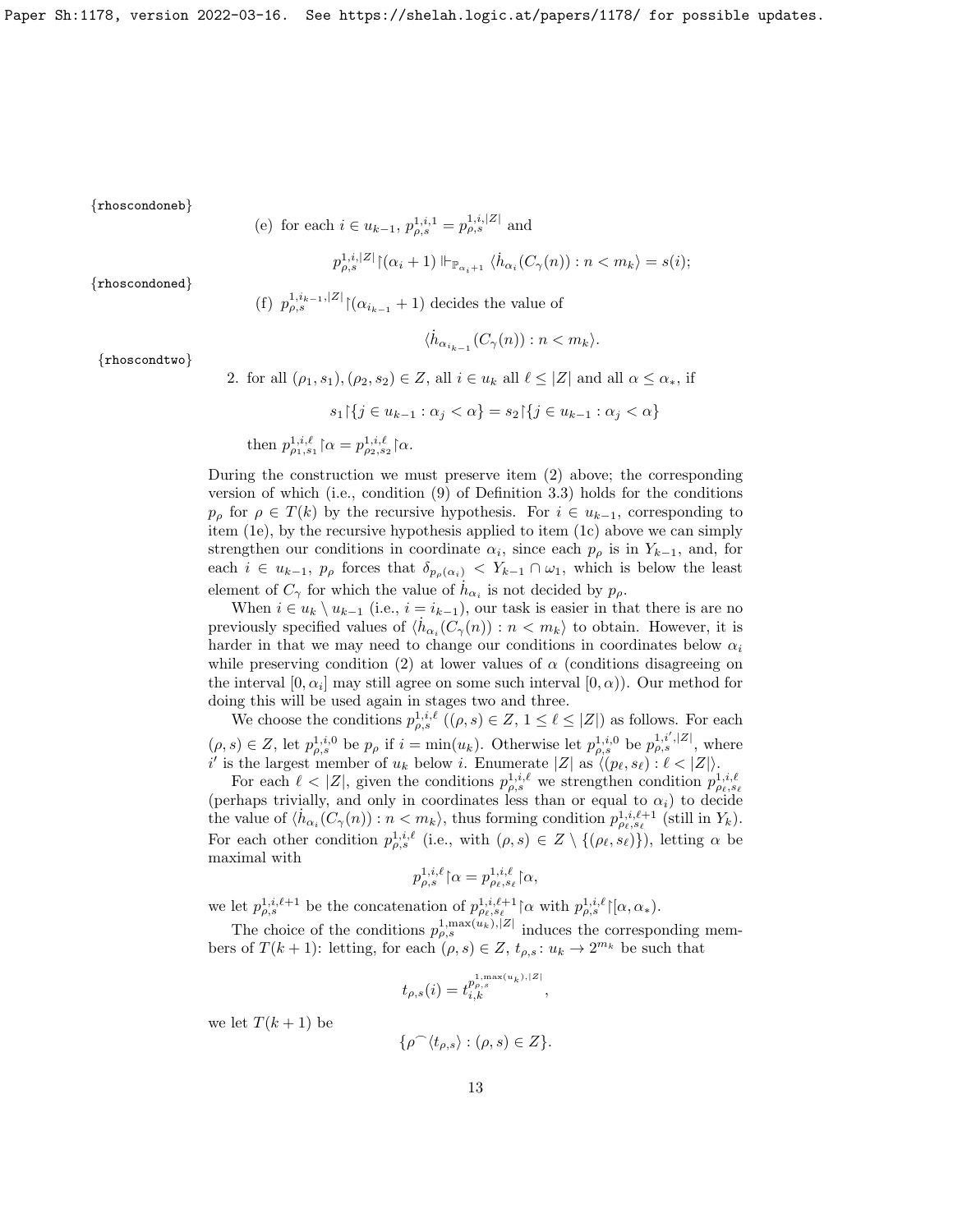{rhoscondoneb}

(e) for each $i \in u_{k-1}$, $p^{1,i,1}_{\rho,s} = p^{1,i,|Z|}_{\rho,s}$ and

$$p^{1,i,|Z|}_{\rho,s}\restriction(\alpha_i + 1) \Vdash_{\mathbb{P}_{\alpha_i+1}} \langle \dot{h}_{\alpha_i}(C_\gamma(n)) : n < m_k\rangle = s(i);$$

{rhoscondoned}

(f) $p^{1,i_{k-1},|Z|}_{\rho,s}\restriction(\alpha_{i_{k-1}} + 1)$ decides the value of

$$\langle \dot{h}_{\alpha_{i_{k-1}}}(C_\gamma(n)) : n < m_k\rangle.$$

{rhoscondtwo}

2. for all $(\rho_1, s_1), (\rho_2, s_2) \in Z$, all $i \in u_k$ all $\ell \leq |Z|$ and all $\alpha \leq \alpha_*$, if

$$s_1\restriction\{j \in u_{k-1} : \alpha_j < \alpha\} = s_2\restriction\{j \in u_{k-1} : \alpha_j < \alpha\}$$

then $p^{1,i,\ell}_{\rho_1,s_1}\restriction\alpha = p^{1,i,\ell}_{\rho_2,s_2}\restriction\alpha$.

During the construction we must preserve item (2) above; the corresponding version of which (i.e., condition (9) of Definition 3.3) holds for the conditions $p_\rho$ for $\rho \in T(k)$ by the recursive hypothesis. For $i \in u_{k-1}$, corresponding to item (1e), by the recursive hypothesis applied to item (1c) above we can simply strengthen our conditions in coordinate $\alpha_i$, since each $p_\rho$ is in $Y_{k-1}$, and, for each $i \in u_{k-1}$, $p_\rho$ forces that $\delta_{p_\rho(\alpha_i)} < Y_{k-1} \cap \omega_1$, which is below the least element of $C_\gamma$ for which the value of $\dot{h}_{\alpha_i}$ is not decided by $p_\rho$.

When $i \in u_k \setminus u_{k-1}$ (i.e., $i = i_{k-1}$), our task is easier in that there is are no previously specified values of $\langle \dot{h}_{\alpha_i}(C_\gamma(n)) : n < m_k\rangle$ to obtain. However, it is harder in that we may need to change our conditions in coordinates below $\alpha_i$ while preserving condition (2) at lower values of $\alpha$ (conditions disagreeing on the interval $[0, \alpha_i]$ may still agree on some such interval $[0, \alpha)$). Our method for doing this will be used again in stages two and three.

We choose the conditions $p^{1,i,\ell}_{\rho,s}$ ($(\rho, s) \in Z$, $1 \leq \ell \leq |Z|$) as follows. For each $(\rho, s) \in Z$, let $p^{1,i,0}_{\rho,s}$ be $p_\rho$ if $i = \min(u_k)$. Otherwise let $p^{1,i,0}_{\rho,s}$ be $p^{1,i',|Z|}_{\rho,s}$, where $i'$ is the largest member of $u_k$ below $i$. Enumerate $|Z|$ as $\langle(p_\ell, s_\ell) : \ell < |Z|\rangle$.

For each $\ell < |Z|$, given the conditions $p^{1,i,\ell}_{\rho,s}$ we strengthen condition $p^{1,i,\ell}_{\rho_\ell,s_\ell}$ (perhaps trivially, and only in coordinates less than or equal to $\alpha_i$) to decide the value of $\langle \dot{h}_{\alpha_i}(C_\gamma(n)) : n < m_k\rangle$, thus forming condition $p^{1,i,\ell+1}_{\rho_\ell,s_\ell}$ (still in $Y_k$). For each other condition $p^{1,i,\ell}_{\rho,s}$ (i.e., with $(\rho, s) \in Z \setminus \{(\rho_\ell, s_\ell)\}$), letting $\alpha$ be maximal with

$$p^{1,i,\ell}_{\rho,s}\restriction\alpha = p^{1,i,\ell}_{\rho_\ell,s_\ell}\restriction\alpha,$$

we let $p^{1,i,\ell+1}_{\rho,s}$ be the concatenation of $p^{1,i,\ell+1}_{\rho_\ell,s_\ell}\restriction\alpha$ with $p^{1,i,\ell}_{\rho,s}\restriction[\alpha, \alpha_*)$.

The choice of the conditions $p^{1,\max(u_k),|Z|}_{\rho,s}$ induces the corresponding members of $T(k+1)$: letting, for each $(\rho, s) \in Z$, $t_{\rho,s} : u_k \to 2^{m_k}$ be such that

$$t_{\rho,s}(i) = t^{p^{1,\max(u_k),|Z|}_{\rho,s}}_{i,k},$$

we let $T(k+1)$ be

$$\{\rho^\frown\langle t_{\rho,s}\rangle : (\rho, s) \in Z\}.$$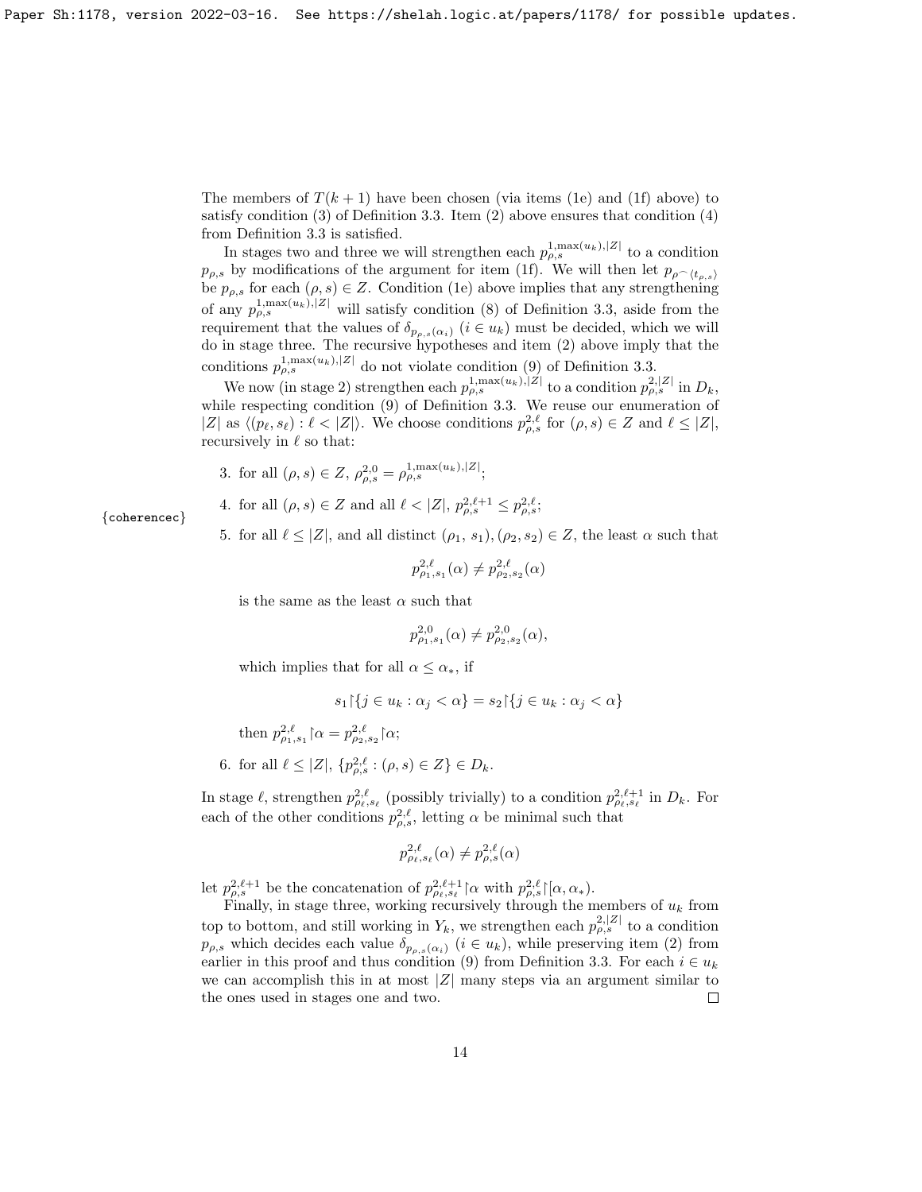The members of $T(k+1)$ have been chosen (via items (1e) and (1f) above) to satisfy condition (3) of Definition 3.3. Item (2) above ensures that condition (4) from Definition 3.3 is satisfied.

In stages two and three we will strengthen each $p^{1,\max(u_k),|Z|}_{\rho,s}$ to a condition $p_{\rho,s}$ by modifications of the argument for item (1f). We will then let $p_{\rho^\frown\langle t_{\rho,s}\rangle}$ be $p_{\rho,s}$ for each $(\rho, s) \in Z$. Condition (1e) above implies that any strengthening of any $p^{1,\max(u_k),|Z|}_{\rho,s}$ will satisfy condition (8) of Definition 3.3, aside from the requirement that the values of $\delta_{p_{\rho,s}(\alpha_i)}$ $(i \in u_k)$ must be decided, which we will do in stage three. The recursive hypotheses and item (2) above imply that the conditions $p^{1,\max(u_k),|Z|}_{\rho,s}$ do not violate condition (9) of Definition 3.3.

We now (in stage 2) strengthen each $p^{1,\max(u_k),|Z|}_{\rho,s}$ to a condition $p^{2,|Z|}_{\rho,s}$ in $D_k$, while respecting condition (9) of Definition 3.3. We reuse our enumeration of $|Z|$ as $\langle (p_\ell, s_\ell) : \ell < |Z|\rangle$. We choose conditions $p^{2,\ell}_{\rho,s}$ for $(\rho, s) \in Z$ and $\ell \leq |Z|$, recursively in $\ell$ so that:

3. for all $(\rho, s) \in Z$, $\rho^{2,0}_{\rho,s} = \rho^{1,\max(u_k),|Z|}_{\rho,s}$;
4. for all $(\rho, s) \in Z$ and all $\ell < |Z|$, $p^{2,\ell+1}_{\rho,s} \leq p^{2,\ell}_{\rho,s}$;
5. for all $\ell \leq |Z|$, and all distinct $(\rho_1, s_1), (\rho_2, s_2) \in Z$, the least $\alpha$ such that
$$p^{2,\ell}_{\rho_1,s_1}(\alpha) \neq p^{2,\ell}_{\rho_2,s_2}(\alpha)$$
is the same as the least $\alpha$ such that
$$p^{2,0}_{\rho_1,s_1}(\alpha) \neq p^{2,0}_{\rho_2,s_2}(\alpha),$$
which implies that for all $\alpha \leq \alpha_*$, if
$$s_1 \restriction \{j \in u_k : \alpha_j < \alpha\} = s_2 \restriction \{j \in u_k : \alpha_j < \alpha\}$$
then $p^{2,\ell}_{\rho_1,s_1} \restriction \alpha = p^{2,\ell}_{\rho_2,s_2} \restriction \alpha$;
6. for all $\ell \leq |Z|$, $\{p^{2,\ell}_{\rho,s} : (\rho, s) \in Z\} \in D_k$.

In stage $\ell$, strengthen $p^{2,\ell}_{\rho_\ell,s_\ell}$ (possibly trivially) to a condition $p^{2,\ell+1}_{\rho_\ell,s_\ell}$ in $D_k$. For each of the other conditions $p^{2,\ell}_{\rho,s}$, letting $\alpha$ be minimal such that
$$p^{2,\ell}_{\rho_\ell,s_\ell}(\alpha) \neq p^{2,\ell}_{\rho,s}(\alpha)$$
let $p^{2,\ell+1}_{\rho,s}$ be the concatenation of $p^{2,\ell+1}_{\rho_\ell,s_\ell} \restriction \alpha$ with $p^{2,\ell}_{\rho,s} \restriction [\alpha, \alpha_*)$.

Finally, in stage three, working recursively through the members of $u_k$ from top to bottom, and still working in $Y_k$, we strengthen each $p^{2,|Z|}_{\rho,s}$ to a condition $p_{\rho,s}$ which decides each value $\delta_{p_{\rho,s}(\alpha_i)}$ $(i \in u_k)$, while preserving item (2) from earlier in this proof and thus condition (9) from Definition 3.3. For each $i \in u_k$ we can accomplish this in at most $|Z|$ many steps via an argument similar to the ones used in stages one and two. □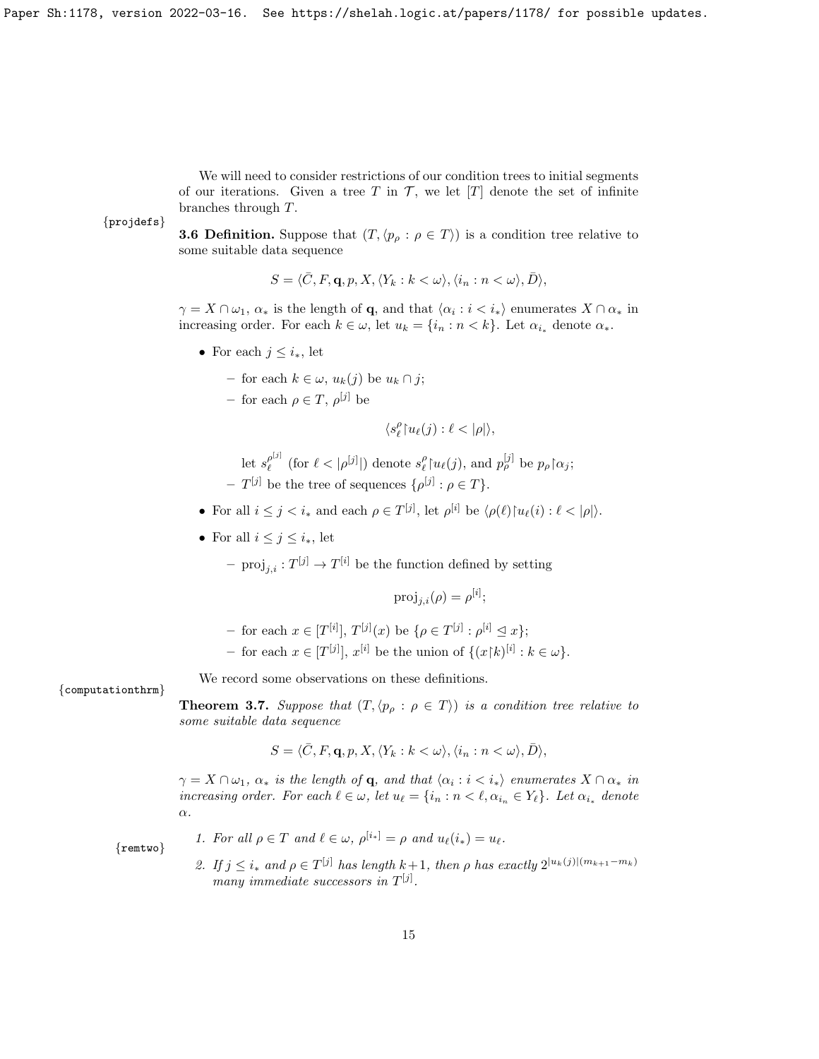We will need to consider restrictions of our condition trees to initial segments of our iterations. Given a tree $T$ in $\mathcal{T}$, we let $[T]$ denote the set of infinite branches through $T$.

{projdefs}

**3.6 Definition.** Suppose that $(T, \langle p_\rho : \rho \in T\rangle)$ is a condition tree relative to some suitable data sequence

$$S = \langle \bar{C}, F, \mathbf{q}, p, X, \langle Y_k : k < \omega\rangle, \langle i_n : n < \omega\rangle, \bar{D}\rangle,$$

$\gamma = X \cap \omega_1$, $\alpha_*$ is the length of $\mathbf{q}$, and that $\langle \alpha_i : i < i_*\rangle$ enumerates $X \cap \alpha_*$ in increasing order. For each $k \in \omega$, let $u_k = \{i_n : n < k\}$. Let $\alpha_{i_*}$ denote $\alpha_*$.

- For each $j \leq i_*$, let
  - for each $k \in \omega$, $u_k(j)$ be $u_k \cap j$;
  - for each $\rho \in T$, $\rho^{[j]}$ be
  $$\langle s^\rho_\ell \restriction u_\ell(j) : \ell < |\rho|\rangle,$$
  let $s^{\rho^{[j]}}_\ell$ (for $\ell < |\rho^{[j]}|$) denote $s^\rho_\ell \restriction u_\ell(j)$, and $p^{[j]}_\rho$ be $p_\rho \restriction \alpha_j$;
  - $T^{[j]}$ be the tree of sequences $\{\rho^{[j]} : \rho \in T\}$.
- For all $i \leq j < i_*$ and each $\rho \in T^{[j]}$, let $\rho^{[i]}$ be $\langle \rho(\ell) \restriction u_\ell(i) : \ell < |\rho|\rangle$.
- For all $i \leq j \leq i_*$, let
  - $\text{proj}_{j,i} : T^{[j]} \to T^{[i]}$ be the function defined by setting
  $$\text{proj}_{j,i}(\rho) = \rho^{[i]};$$
  - for each $x \in [T^{[i]}]$, $T^{[j]}(x)$ be $\{\rho \in T^{[j]} : \rho^{[i]} \trianglelefteq x\}$;
  - for each $x \in [T^{[j]}]$, $x^{[i]}$ be the union of $\{(x \restriction k)^{[i]} : k \in \omega\}$.

We record some observations on these definitions.

{computationthrm}

**Theorem 3.7.** *Suppose that $(T, \langle p_\rho : \rho \in T\rangle)$ is a condition tree relative to some suitable data sequence*

$$S = \langle \bar{C}, F, \mathbf{q}, p, X, \langle Y_k : k < \omega\rangle, \langle i_n : n < \omega\rangle, \bar{D}\rangle,$$

*$\gamma = X \cap \omega_1$, $\alpha_*$ is the length of $\mathbf{q}$, and that $\langle \alpha_i : i < i_*\rangle$ enumerates $X \cap \alpha_*$ in increasing order. For each $\ell \in \omega$, let $u_\ell = \{i_n : n < \ell, \alpha_{i_n} \in Y_\ell\}$. Let $\alpha_{i_*}$ denote $\alpha$.*

{remtwo}

1. *For all $\rho \in T$ and $\ell \in \omega$, $\rho^{[i_*]} = \rho$ and $u_\ell(i_*) = u_\ell$.*
2. *If $j \leq i_*$ and $\rho \in T^{[j]}$ has length $k+1$, then $\rho$ has exactly $2^{|u_k(j)|(m_{k+1} - m_k)}$ many immediate successors in $T^{[j]}$.*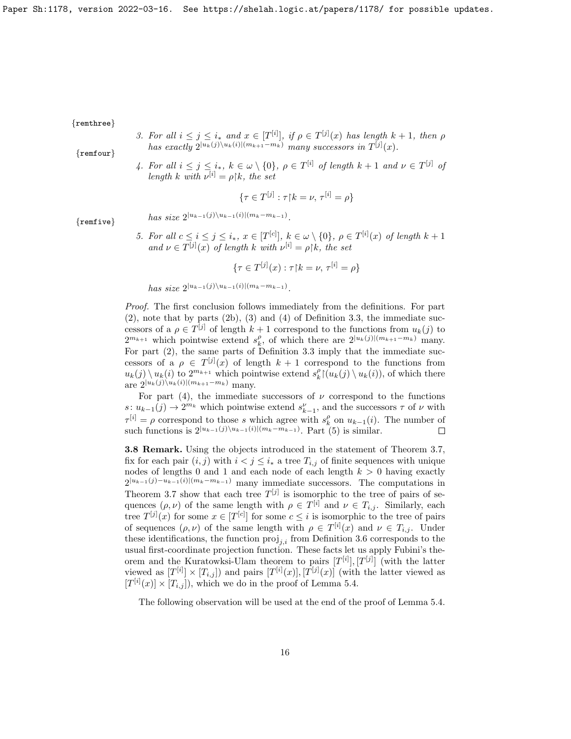{remthree}

3. *For all $i \le j \le i_*$ and $x \in [T^{[i]}]$, if $\rho \in T^{[j]}(x)$ has length $k+1$, then $\rho$ has exactly $2^{|u_k(j)\setminus u_k(i)|(m_{k+1}-m_k)}$ many successors in $T^{[j]}(x)$.*

{remfour}

4. *For all $i \le j \le i_*$, $k \in \omega \setminus \{0\}$, $\rho \in T^{[i]}$ of length $k+1$ and $\nu \in T^{[j]}$ of length $k$ with $\nu^{[i]} = \rho{\restriction}k$, the set*

$$\{\tau \in T^{[j]} : \tau{\restriction}k = \nu,\ \tau^{[i]} = \rho\}$$

*has size $2^{|u_{k-1}(j)\setminus u_{k-1}(i)|(m_k - m_{k-1})}$.*

{remfive}

5. *For all $c \le i \le j \le i_*$, $x \in [T^{[c]}]$, $k \in \omega \setminus \{0\}$, $\rho \in T^{[i]}(x)$ of length $k+1$ and $\nu \in T^{[j]}(x)$ of length $k$ with $\nu^{[i]} = \rho{\restriction}k$, the set*

$$\{\tau \in T^{[j]}(x) : \tau{\restriction}k = \nu,\ \tau^{[i]} = \rho\}$$

*has size $2^{|u_{k-1}(j)\setminus u_{k-1}(i)|(m_k - m_{k-1})}$.*

*Proof.* The first conclusion follows immediately from the definitions. For part (2), note that by parts (2b), (3) and (4) of Definition 3.3, the immediate successors of a $\rho \in T^{[j]}$ of length $k+1$ correspond to the functions from $u_k(j)$ to $2^{m_{k+1}}$ which pointwise extend $s^{\rho}_k$, of which there are $2^{|u_k(j)|(m_{k+1}-m_k)}$ many. For part (2), the same parts of Definition 3.3 imply that the immediate successors of a $\rho \in T^{[j]}(x)$ of length $k+1$ correspond to the functions from $u_k(j) \setminus u_k(i)$ to $2^{m_{k+1}}$ which pointwise extend $s^{\rho}_k{\restriction}(u_k(j)\setminus u_k(i))$, of which there are $2^{|u_k(j)\setminus u_k(i)|(m_{k+1}-m_k)}$ many.

For part (4), the immediate successors of $\nu$ correspond to the functions $s\colon u_{k-1}(j) \to 2^{m_k}$ which pointwise extend $s^{\nu}_{k-1}$, and the successors $\tau$ of $\nu$ with $\tau^{[i]} = \rho$ correspond to those $s$ which agree with $s^{\rho}_k$ on $u_{k-1}(i)$. The number of such functions is $2^{|u_{k-1}(j)\setminus u_{k-1}(i)|(m_k-m_{k-1})}$. Part (5) is similar. $\square$

**3.8 Remark.** Using the objects introduced in the statement of Theorem 3.7, fix for each pair $(i,j)$ with $i < j \le i_*$ a tree $T_{i,j}$ of finite sequences with unique nodes of lengths 0 and 1 and each node of each length $k > 0$ having exactly $2^{|u_{k-1}(j)-u_{k-1}(i)|(m_k-m_{k-1})}$ many immediate successors. The computations in Theorem 3.7 show that each tree $T^{[j]}$ is isomorphic to the tree of pairs of sequences $(\rho,\nu)$ of the same length with $\rho \in T^{[i]}$ and $\nu \in T_{i,j}$. Similarly, each tree $T^{[j]}(x)$ for some $x \in [T^{[c]}]$ for some $c \le i$ is isomorphic to the tree of pairs of sequences $(\rho,\nu)$ of the same length with $\rho \in T^{[i]}(x)$ and $\nu \in T_{i,j}$. Under these identifications, the function $\mathrm{proj}_{j,i}$ from Definition 3.6 corresponds to the usual first-coordinate projection function. These facts let us apply Fubini's theorem and the Kuratowksi-Ulam theorem to pairs $[T^{[i]}], [T^{[j]}]$ (with the latter viewed as $[T^{[i]}] \times [T_{i,j}]$) and pairs $[T^{[i]}(x)], [T^{[j]}(x)]$ (with the latter viewed as $[T^{[i]}(x)] \times [T_{i,j}]$), which we do in the proof of Lemma 5.4.

The following observation will be used at the end of the proof of Lemma 5.4.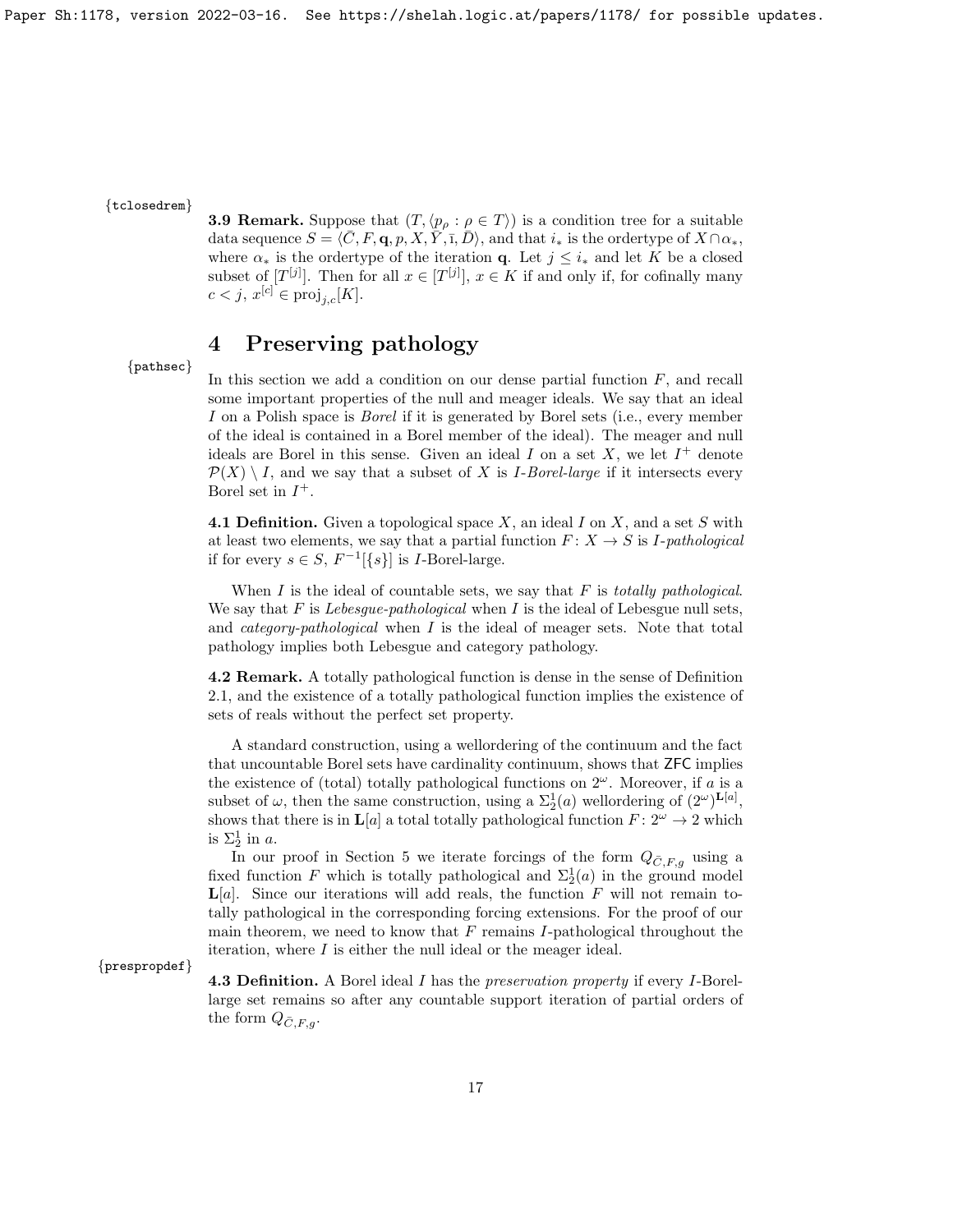**3.9 Remark.** Suppose that $(T, \langle p_\rho : \rho \in T\rangle)$ is a condition tree for a suitable data sequence $S = \langle \bar{C}, F, \mathbf{q}, p, X, \bar{Y}, \bar{\imath}, \bar{D}\rangle$, and that $i_*$ is the ordertype of $X \cap \alpha_*$, where $\alpha_*$ is the ordertype of the iteration $\mathbf{q}$. Let $j \leq i_*$ and let $K$ be a closed subset of $[T^{[j]}]$. Then for all $x \in [T^{[j]}]$, $x \in K$ if and only if, for cofinally many $c < j$, $x^{[c]} \in \mathrm{proj}_{j,c}[K]$.

# 4 Preserving pathology

In this section we add a condition on our dense partial function $F$, and recall some important properties of the null and meager ideals. We say that an ideal $I$ on a Polish space is *Borel* if it is generated by Borel sets (i.e., every member of the ideal is contained in a Borel member of the ideal). The meager and null ideals are Borel in this sense. Given an ideal $I$ on a set $X$, we let $I^+$ denote $\mathcal{P}(X) \setminus I$, and we say that a subset of $X$ is *$I$-Borel-large* if it intersects every Borel set in $I^+$.

**4.1 Definition.** Given a topological space $X$, an ideal $I$ on $X$, and a set $S$ with at least two elements, we say that a partial function $F\colon X \to S$ is *$I$-pathological* if for every $s \in S$, $F^{-1}[\{s\}]$ is $I$-Borel-large.

When $I$ is the ideal of countable sets, we say that $F$ is *totally pathological*. We say that $F$ is *Lebesgue-pathological* when $I$ is the ideal of Lebesgue null sets, and *category-pathological* when $I$ is the ideal of meager sets. Note that total pathology implies both Lebesgue and category pathology.

**4.2 Remark.** A totally pathological function is dense in the sense of Definition 2.1, and the existence of a totally pathological function implies the existence of sets of reals without the perfect set property.

A standard construction, using a wellordering of the continuum and the fact that uncountable Borel sets have cardinality continuum, shows that ZFC implies the existence of (total) totally pathological functions on $2^\omega$. Moreover, if $a$ is a subset of $\omega$, then the same construction, using a $\Sigma^1_2(a)$ wellordering of $(2^\omega)^{\mathbf{L}[a]}$, shows that there is in $\mathbf{L}[a]$ a total totally pathological function $F\colon 2^\omega \to 2$ which is $\Sigma^1_2$ in $a$.

In our proof in Section 5 we iterate forcings of the form $Q_{\bar{C},F,g}$ using a fixed function $F$ which is totally pathological and $\Sigma^1_2(a)$ in the ground model $\mathbf{L}[a]$. Since our iterations will add reals, the function $F$ will not remain totally pathological in the corresponding forcing extensions. For the proof of our main theorem, we need to know that $F$ remains $I$-pathological throughout the iteration, where $I$ is either the null ideal or the meager ideal.

**4.3 Definition.** A Borel ideal $I$ has the *preservation property* if every $I$-Borel-large set remains so after any countable support iteration of partial orders of the form $Q_{\bar{C},F,g}$.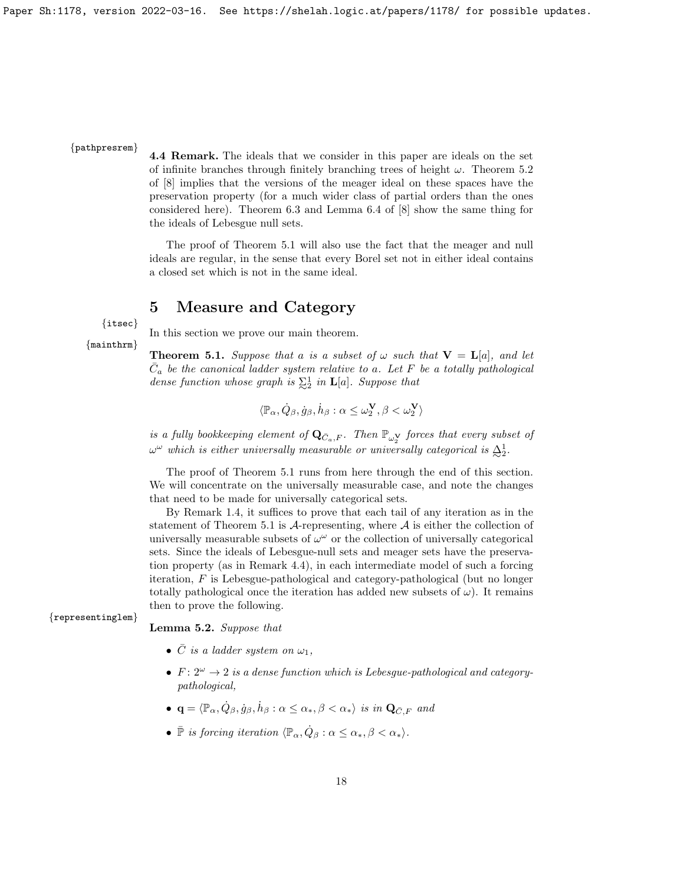**4.4 Remark.** The ideals that we consider in this paper are ideals on the set of infinite branches through finitely branching trees of height $\omega$. Theorem 5.2 of [8] implies that the versions of the meager ideal on these spaces have the preservation property (for a much wider class of partial orders than the ones considered here). Theorem 6.3 and Lemma 6.4 of [8] show the same thing for the ideals of Lebesgue null sets.

The proof of Theorem 5.1 will also use the fact that the meager and null ideals are regular, in the sense that every Borel set not in either ideal contains a closed set which is not in the same ideal.

# 5 Measure and Category

In this section we prove our main theorem.

**Theorem 5.1.** *Suppose that $a$ is a subset of $\omega$ such that $\mathbf{V} = \mathbf{L}[a]$, and let $\bar{C}_a$ be the canonical ladder system relative to $a$. Let $F$ be a totally pathological dense function whose graph is $\underset{\sim}{\Sigma}^1_2$ in $\mathbf{L}[a]$. Suppose that*

$$\langle \mathbb{P}_\alpha, \dot{Q}_\beta, \dot{g}_\beta, \dot{h}_\beta : \alpha \leq \omega_2^{\mathbf{V}}, \beta < \omega_2^{\mathbf{V}} \rangle$$

*is a fully bookkeeping element of $\mathbf{Q}_{\bar{C}_a, F}$. Then $\mathbb{P}_{\omega_2^{\mathbf{V}}}$ forces that every subset of $\omega^\omega$ which is either universally measurable or universally categorical is $\underset{\sim}{\Delta}^1_2$.*

The proof of Theorem 5.1 runs from here through the end of this section. We will concentrate on the universally measurable case, and note the changes that need to be made for universally categorical sets.

By Remark 1.4, it suffices to prove that each tail of any iteration as in the statement of Theorem 5.1 is $\mathcal{A}$-representing, where $\mathcal{A}$ is either the collection of universally measurable subsets of $\omega^\omega$ or the collection of universally categorical sets. Since the ideals of Lebesgue-null sets and meager sets have the preservation property (as in Remark 4.4), in each intermediate model of such a forcing iteration, $F$ is Lebesgue-pathological and category-pathological (but no longer totally pathological once the iteration has added new subsets of $\omega$). It remains then to prove the following.

**Lemma 5.2.** *Suppose that*

- *$\bar{C}$ is a ladder system on $\omega_1$,*
- *$F \colon 2^\omega \to 2$ is a dense function which is Lebesgue-pathological and category-pathological,*
- *$\mathbf{q} = \langle \mathbb{P}_\alpha, \dot{Q}_\beta, \dot{g}_\beta, \dot{h}_\beta : \alpha \leq \alpha_*, \beta < \alpha_* \rangle$ is in $\mathbf{Q}_{\bar{C}, F}$ and*
- *$\bar{\mathbb{P}}$ is forcing iteration $\langle \mathbb{P}_\alpha, \dot{Q}_\beta : \alpha \leq \alpha_*, \beta < \alpha_* \rangle$.*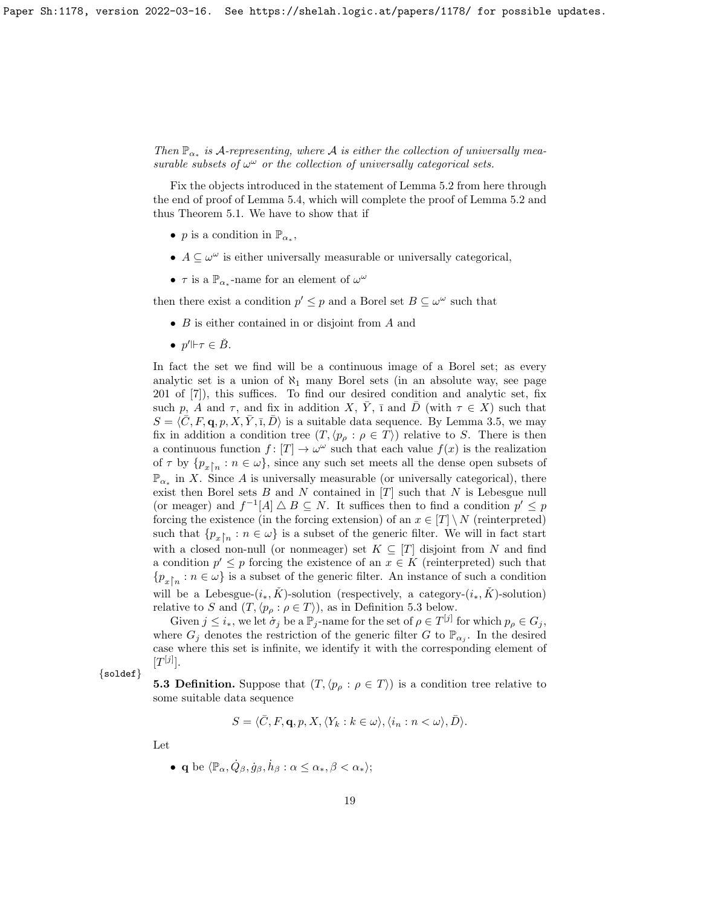*Then $\mathbb{P}_{\alpha_*}$ is $\mathcal{A}$-representing, where $\mathcal{A}$ is either the collection of universally measurable subsets of $\omega^\omega$ or the collection of universally categorical sets.*

Fix the objects introduced in the statement of Lemma 5.2 from here through the end of proof of Lemma 5.4, which will complete the proof of Lemma 5.2 and thus Theorem 5.1. We have to show that if

- $p$ is a condition in $\mathbb{P}_{\alpha_*}$,
- $A \subseteq \omega^\omega$ is either universally measurable or universally categorical,
- $\tau$ is a $\mathbb{P}_{\alpha_*}$-name for an element of $\omega^\omega$

then there exist a condition $p' \leq p$ and a Borel set $B \subseteq \omega^\omega$ such that

- $B$ is either contained in or disjoint from $A$ and
- $p' \Vdash \tau \in \check{B}$.

In fact the set we find will be a continuous image of a Borel set; as every analytic set is a union of $\aleph_1$ many Borel sets (in an absolute way, see page 201 of [7]), this suffices. To find our desired condition and analytic set, fix such $p$, $A$ and $\tau$, and fix in addition $X$, $\bar{Y}$, $\bar{\imath}$ and $\bar{D}$ (with $\tau \in X$) such that $S = \langle \bar{C}, F, \mathbf{q}, p, X, \bar{Y}, \bar{\imath}, \bar{D}\rangle$ is a suitable data sequence. By Lemma 3.5, we may fix in addition a condition tree $(T, \langle p_\rho : \rho \in T\rangle)$ relative to $S$. There is then a continuous function $f \colon [T] \to \omega^\omega$ such that each value $f(x)$ is the realization of $\tau$ by $\{p_{x\restriction n} : n \in \omega\}$, since any such set meets all the dense open subsets of $\mathbb{P}_{\alpha_*}$ in $X$. Since $A$ is universally measurable (or universally categorical), there exist then Borel sets $B$ and $N$ contained in $[T]$ such that $N$ is Lebesgue null (or meager) and $f^{-1}[A] \mathbin{\triangle} B \subseteq N$. It suffices then to find a condition $p' \leq p$ forcing the existence (in the forcing extension) of an $x \in [T] \setminus N$ (reinterpreted) such that $\{p_{x\restriction n} : n \in \omega\}$ is a subset of the generic filter. We will in fact start with a closed non-null (or nonmeager) set $K \subseteq [T]$ disjoint from $N$ and find a condition $p' \leq p$ forcing the existence of an $x \in K$ (reinterpreted) such that $\{p_{x\restriction n} : n \in \omega\}$ is a subset of the generic filter. An instance of such a condition will be a Lebesgue-$(i_*, \check{K})$-solution (respectively, a category-$(i_*, \check{K})$-solution) relative to $S$ and $(T, \langle p_\rho : \rho \in T\rangle)$, as in Definition 5.3 below.

Given $j \leq i_*$, we let $\dot{\sigma}_j$ be a $\mathbb{P}_j$-name for the set of $\rho \in T^{[j]}$ for which $p_\rho \in G_j$, where $G_j$ denotes the restriction of the generic filter $G$ to $\mathbb{P}_{\alpha_j}$. In the desired case where this set is infinite, we identify it with the corresponding element of $[T^{[j]}]$.

**5.3 Definition.** Suppose that $(T, \langle p_\rho : \rho \in T\rangle)$ is a condition tree relative to some suitable data sequence

$$S = \langle \bar{C}, F, \mathbf{q}, p, X, \langle Y_k : k \in \omega\rangle, \langle i_n : n < \omega\rangle, \bar{D}\rangle.$$

Let

- $\mathbf{q}$ be $\langle \mathbb{P}_\alpha, \dot{Q}_\beta, \dot{g}_\beta, \dot{h}_\beta : \alpha \leq \alpha_*, \beta < \alpha_*\rangle$;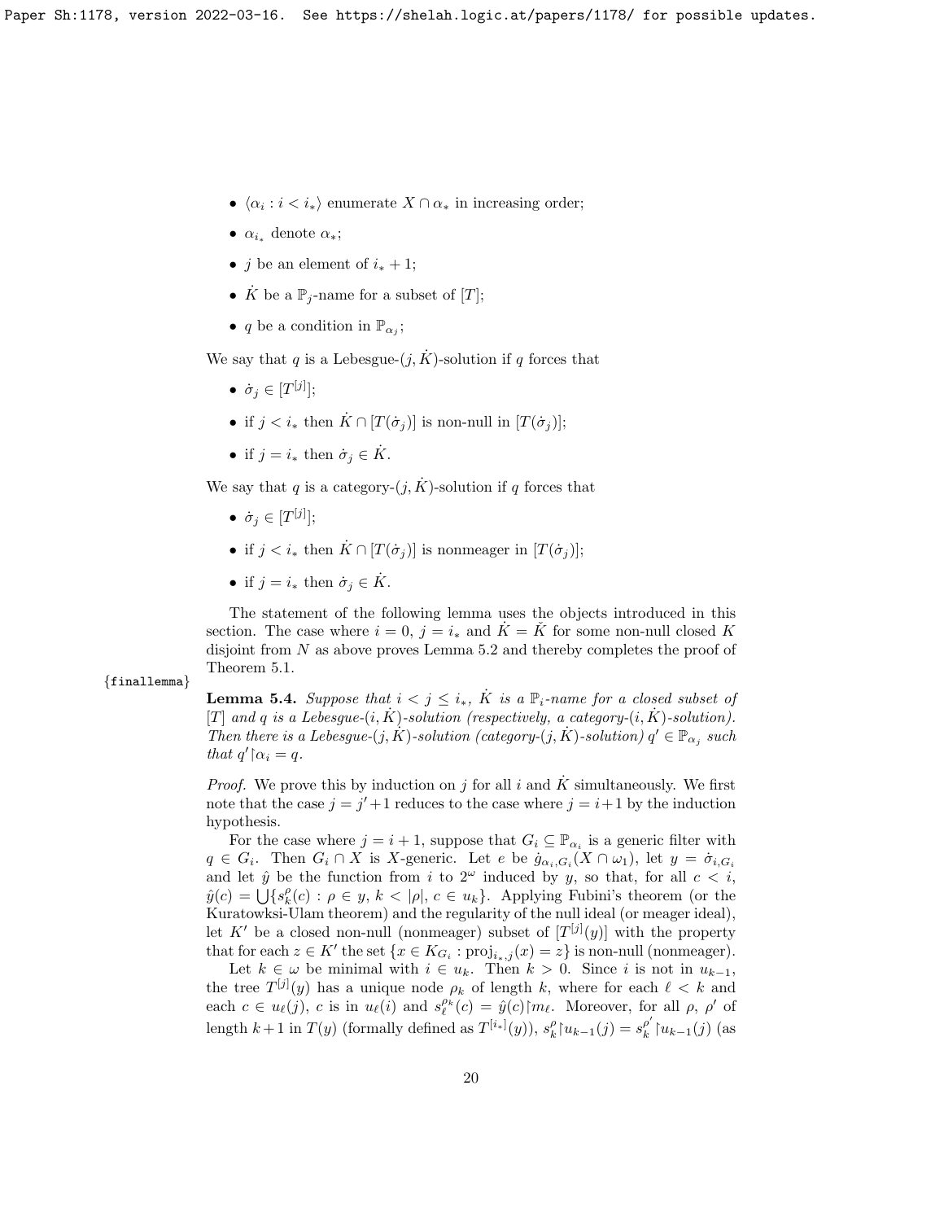- $\langle \alpha_i : i < i_* \rangle$ enumerate $X \cap \alpha_*$ in increasing order;
- $\alpha_{i_*}$ denote $\alpha_*$;
- $j$ be an element of $i_* + 1$;
- $\dot{K}$ be a $\mathbb{P}_j$-name for a subset of $[T]$;
- $q$ be a condition in $\mathbb{P}_{\alpha_j}$;

We say that $q$ is a Lebesgue-$(j, \dot{K})$-solution if $q$ forces that

- $\dot{\sigma}_j \in [T^{[j]}]$;
- if $j < i_*$ then $\dot{K} \cap [T(\dot{\sigma}_j)]$ is non-null in $[T(\dot{\sigma}_j)]$;
- if $j = i_*$ then $\dot{\sigma}_j \in \dot{K}$.

We say that $q$ is a category-$(j, \dot{K})$-solution if $q$ forces that

- $\dot{\sigma}_j \in [T^{[j]}]$;
- if $j < i_*$ then $\dot{K} \cap [T(\dot{\sigma}_j)]$ is nonmeager in $[T(\dot{\sigma}_j)]$;
- if $j = i_*$ then $\dot{\sigma}_j \in \dot{K}$.

The statement of the following lemma uses the objects introduced in this section. The case where $i = 0$, $j = i_*$ and $\dot{K} = \check{K}$ for some non-null closed $K$ disjoint from $N$ as above proves Lemma 5.2 and thereby completes the proof of Theorem 5.1.

{finallemma}

**Lemma 5.4.** *Suppose that $i < j \leq i_*$, $\dot{K}$ is a $\mathbb{P}_i$-name for a closed subset of $[T]$ and $q$ is a Lebesgue-$(i, \dot{K})$-solution (respectively, a category-$(i, \dot{K})$-solution). Then there is a Lebesgue-$(j, \dot{K})$-solution (category-$(j, \dot{K})$-solution) $q' \in \mathbb{P}_{\alpha_j}$ such that $q' \restriction \alpha_i = q$.*

*Proof.* We prove this by induction on $j$ for all $i$ and $\dot{K}$ simultaneously. We first note that the case $j = j' + 1$ reduces to the case where $j = i + 1$ by the induction hypothesis.

For the case where $j = i + 1$, suppose that $G_i \subseteq \mathbb{P}_{\alpha_i}$ is a generic filter with $q \in G_i$. Then $G_i \cap X$ is $X$-generic. Let $e$ be $\dot{g}_{\alpha_i, G_i}(X \cap \omega_1)$, let $y = \dot{\sigma}_{i, G_i}$ and let $\hat{y}$ be the function from $i$ to $2^\omega$ induced by $y$, so that, for all $c < i$, $\hat{y}(c) = \bigcup \{ s^\rho_k(c) : \rho \in y,\, k < |\rho|,\, c \in u_k \}$. Applying Fubini's theorem (or the Kuratowksi-Ulam theorem) and the regularity of the null ideal (or meager ideal), let $K'$ be a closed non-null (nonmeager) subset of $[T^{[j]}(y)]$ with the property that for each $z \in K'$ the set $\{ x \in K_{G_i} : \mathrm{proj}_{i_*, j}(x) = z \}$ is non-null (nonmeager).

Let $k \in \omega$ be minimal with $i \in u_k$. Then $k > 0$. Since $i$ is not in $u_{k-1}$, the tree $T^{[j]}(y)$ has a unique node $\rho_k$ of length $k$, where for each $\ell < k$ and each $c \in u_\ell(j)$, $c$ is in $u_\ell(i)$ and $s^{\rho_k}_\ell(c) = \hat{y}(c) \restriction m_\ell$. Moreover, for all $\rho$, $\rho'$ of length $k + 1$ in $T(y)$ (formally defined as $T^{[i_*]}(y)$), $s^\rho_k \restriction u_{k-1}(j) = s^{\rho'}_k \restriction u_{k-1}(j)$ (as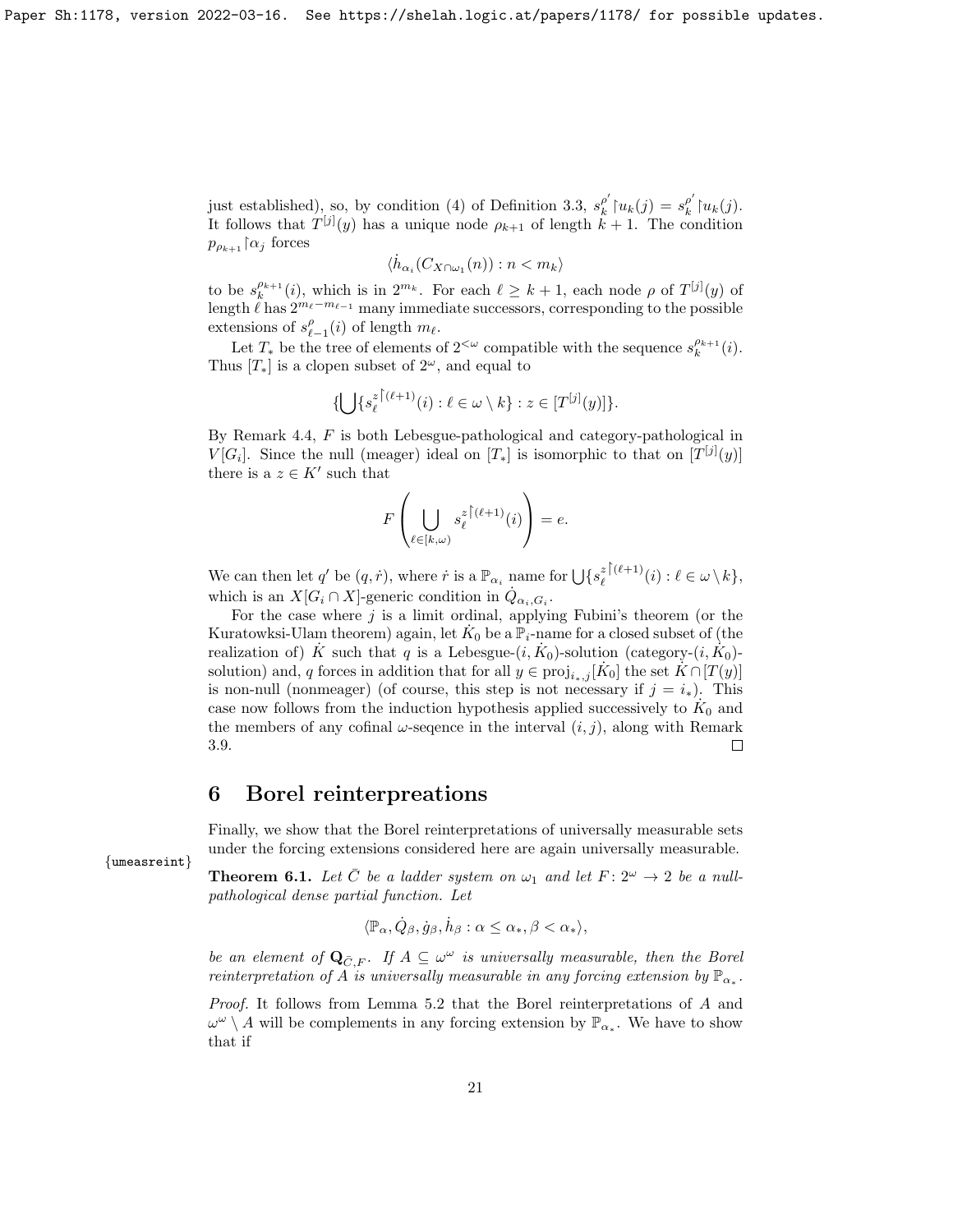just established), so, by condition (4) of Definition 3.3, $s_k^{\rho'}\restriction u_k(j) = s_k^{\rho'}\restriction u_k(j)$. It follows that $T^{[j]}(y)$ has a unique node $\rho_{k+1}$ of length $k+1$. The condition $p_{\rho_{k+1}}\restriction\alpha_j$ forces

$$\langle \dot{h}_{\alpha_i}(C_{X\cap\omega_1}(n)) : n < m_k\rangle$$

to be $s_k^{\rho_{k+1}}(i)$, which is in $2^{m_k}$. For each $\ell \geq k+1$, each node $\rho$ of $T^{[j]}(y)$ of length $\ell$ has $2^{m_\ell - m_{\ell-1}}$ many immediate successors, corresponding to the possible extensions of $s_{\ell-1}^{\rho}(i)$ of length $m_\ell$.

Let $T_*$ be the tree of elements of $2^{<\omega}$ compatible with the sequence $s_k^{\rho_{k+1}}(i)$. Thus $[T_*]$ is a clopen subset of $2^\omega$, and equal to

$$\{\bigcup\{s_\ell^{z\restriction(\ell+1)}(i) : \ell \in \omega\setminus k\} : z \in [T^{[j]}(y)]\}.$$

By Remark 4.4, $F$ is both Lebesgue-pathological and category-pathological in $V[G_i]$. Since the null (meager) ideal on $[T_*]$ is isomorphic to that on $[T^{[j]}(y)]$ there is a $z \in K'$ such that

$$F\left(\bigcup_{\ell\in[k,\omega)} s_\ell^{z\restriction(\ell+1)}(i)\right) = e.$$

We can then let $q'$ be $(q, \dot{r})$, where $\dot{r}$ is a $\mathbb{P}_{\alpha_i}$ name for $\bigcup\{s_\ell^{z\restriction(\ell+1)}(i) : \ell\in\omega\setminus k\}$, which is an $X[G_i\cap X]$-generic condition in $\dot{Q}_{\alpha_i,G_i}$.

For the case where $j$ is a limit ordinal, applying Fubini's theorem (or the Kuratowksi-Ulam theorem) again, let $\dot{K}_0$ be a $\mathbb{P}_i$-name for a closed subset of (the realization of) $\dot{K}$ such that $q$ is a Lebesgue-$(i,\dot{K}_0)$-solution (category-$(i,\dot{K}_0)$-solution) and, $q$ forces in addition that for all $y\in\mathrm{proj}_{i_*,j}[\dot{K}_0]$ the set $\dot{K}\cap[T(y)]$ is non-null (nonmeager) (of course, this step is not necessary if $j = i_*$). This case now follows from the induction hypothesis applied successively to $\dot{K}_0$ and the members of any cofinal $\omega$-seqence in the interval $(i,j)$, along with Remark 3.9. □

## 6 Borel reinterpreations

Finally, we show that the Borel reinterpretations of universally measurable sets under the forcing extensions considered here are again universally measurable.

**Theorem 6.1.** *Let $\bar{C}$ be a ladder system on $\omega_1$ and let $F\colon 2^\omega\to 2$ be a null-pathological dense partial function. Let*

$$\langle \mathbb{P}_\alpha, \dot{Q}_\beta, \dot{g}_\beta, \dot{h}_\beta : \alpha\leq\alpha_*, \beta<\alpha_*\rangle,$$

*be an element of $\mathbf{Q}_{\bar{C},F}$. If $A\subseteq\omega^\omega$ is universally measurable, then the Borel reinterpretation of $A$ is universally measurable in any forcing extension by $\mathbb{P}_{\alpha_*}$.*

*Proof.* It follows from Lemma 5.2 that the Borel reinterpretations of $A$ and $\omega^\omega\setminus A$ will be complements in any forcing extension by $\mathbb{P}_{\alpha_*}$. We have to show that if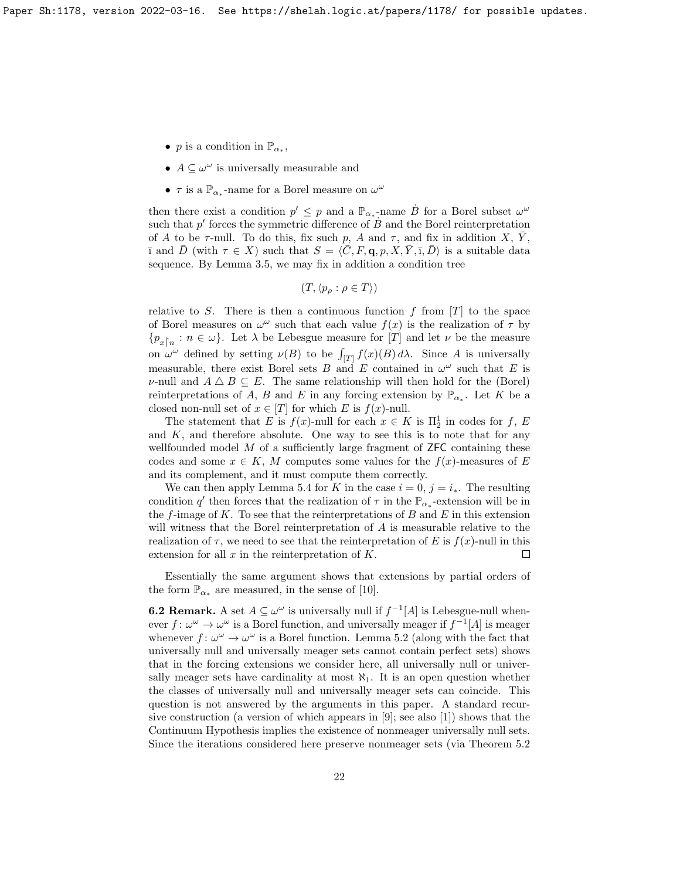- $p$ is a condition in $\mathbb{P}_{\alpha_*}$,
- $A \subseteq \omega^\omega$ is universally measurable and
- $\tau$ is a $\mathbb{P}_{\alpha_*}$-name for a Borel measure on $\omega^\omega$

then there exist a condition $p' \leq p$ and a $\mathbb{P}_{\alpha_*}$-name $\dot{B}$ for a Borel subset $\omega^\omega$ such that $p'$ forces the symmetric difference of $\dot{B}$ and the Borel reinterpretation of $A$ to be $\tau$-null. To do this, fix such $p$, $A$ and $\tau$, and fix in addition $X$, $\bar{Y}$, $\bar{\imath}$ and $\bar{D}$ (with $\tau \in X$) such that $S = \langle \bar{C}, F, \mathbf{q}, p, X, \bar{Y}, \bar{\imath}, \bar{D}\rangle$ is a suitable data sequence. By Lemma 3.5, we may fix in addition a condition tree

$$(T, \langle p_\rho : \rho \in T\rangle)$$

relative to $S$. There is then a continuous function $f$ from $[T]$ to the space of Borel measures on $\omega^\omega$ such that each value $f(x)$ is the realization of $\tau$ by $\{p_{x\restriction n} : n \in \omega\}$. Let $\lambda$ be Lebesgue measure for $[T]$ and let $\nu$ be the measure on $\omega^\omega$ defined by setting $\nu(B)$ to be $\int_{[T]} f(x)(B)\, d\lambda$. Since $A$ is universally measurable, there exist Borel sets $B$ and $E$ contained in $\omega^\omega$ such that $E$ is $\nu$-null and $A \triangle B \subseteq E$. The same relationship will then hold for the (Borel) reinterpretations of $A$, $B$ and $E$ in any forcing extension by $\mathbb{P}_{\alpha_*}$. Let $K$ be a closed non-null set of $x \in [T]$ for which $E$ is $f(x)$-null.

The statement that $E$ is $f(x)$-null for each $x \in K$ is $\Pi^1_2$ in codes for $f$, $E$ and $K$, and therefore absolute. One way to see this is to note that for any wellfounded model $M$ of a sufficiently large fragment of ZFC containing these codes and some $x \in K$, $M$ computes some values for the $f(x)$-measures of $E$ and its complement, and it must compute them correctly.

We can then apply Lemma 5.4 for $K$ in the case $i = 0$, $j = i_*$. The resulting condition $q'$ then forces that the realization of $\tau$ in the $\mathbb{P}_{\alpha_*}$-extension will be in the $f$-image of $K$. To see that the reinterpretations of $B$ and $E$ in this extension will witness that the Borel reinterpretation of $A$ is measurable relative to the realization of $\tau$, we need to see that the reinterpretation of $E$ is $f(x)$-null in this extension for all $x$ in the reinterpretation of $K$. $\square$

Essentially the same argument shows that extensions by partial orders of the form $\mathbb{P}_{\alpha_*}$ are measured, in the sense of [10].

**6.2 Remark.** A set $A \subseteq \omega^\omega$ is universally null if $f^{-1}[A]$ is Lebesgue-null whenever $f\colon \omega^\omega \to \omega^\omega$ is a Borel function, and universally meager if $f^{-1}[A]$ is meager whenever $f\colon \omega^\omega \to \omega^\omega$ is a Borel function. Lemma 5.2 (along with the fact that universally null and universally meager sets cannot contain perfect sets) shows that in the forcing extensions we consider here, all universally null or universally meager sets have cardinality at most $\aleph_1$. It is an open question whether the classes of universally null and universally meager sets can coincide. This question is not answered by the arguments in this paper. A standard recursive construction (a version of which appears in [9]; see also [1]) shows that the Continuum Hypothesis implies the existence of nonmeager universally null sets. Since the iterations considered here preserve nonmeager sets (via Theorem 5.2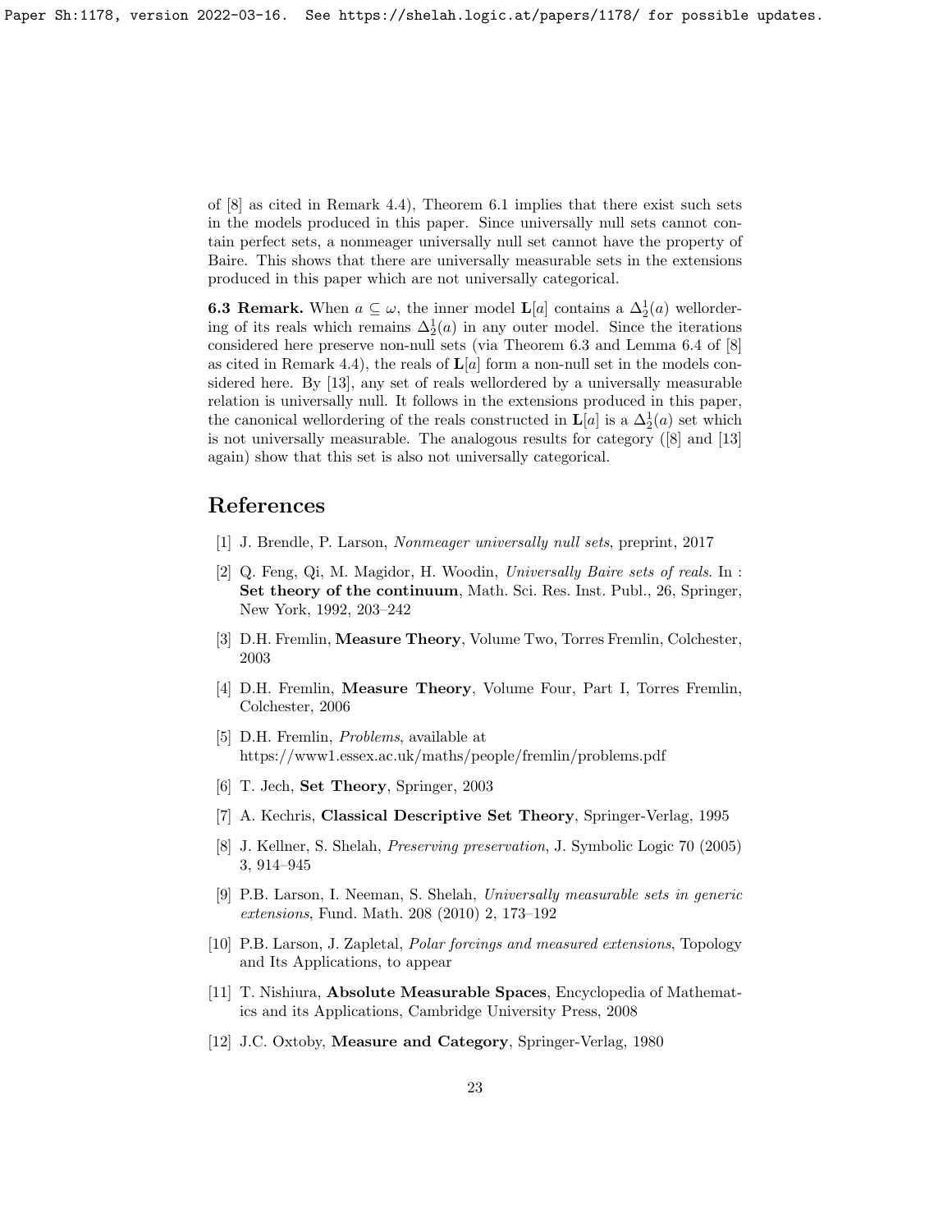of [8] as cited in Remark 4.4), Theorem 6.1 implies that there exist such sets in the models produced in this paper. Since universally null sets cannot contain perfect sets, a nonmeager universally null set cannot have the property of Baire. This shows that there are universally measurable sets in the extensions produced in this paper which are not universally categorical.

**6.3 Remark.** When $a \subseteq \omega$, the inner model $\mathbf{L}[a]$ contains a $\Delta^1_2(a)$ wellordering of its reals which remains $\Delta^1_2(a)$ in any outer model. Since the iterations considered here preserve non-null sets (via Theorem 6.3 and Lemma 6.4 of [8] as cited in Remark 4.4), the reals of $\mathbf{L}[a]$ form a non-null set in the models considered here. By [13], any set of reals wellordered by a universally measurable relation is universally null. It follows in the extensions produced in this paper, the canonical wellordering of the reals constructed in $\mathbf{L}[a]$ is a $\Delta^1_2(a)$ set which is not universally measurable. The analogous results for category ([8] and [13] again) show that this set is also not universally categorical.

# References

[1] J. Brendle, P. Larson, *Nonmeager universally null sets*, preprint, 2017

[2] Q. Feng, Qi, M. Magidor, H. Woodin, *Universally Baire sets of reals*. In : **Set theory of the continuum**, Math. Sci. Res. Inst. Publ., 26, Springer, New York, 1992, 203–242

[3] D.H. Fremlin, **Measure Theory**, Volume Two, Torres Fremlin, Colchester, 2003

[4] D.H. Fremlin, **Measure Theory**, Volume Four, Part I, Torres Fremlin, Colchester, 2006

[5] D.H. Fremlin, *Problems*, available at https://www1.essex.ac.uk/maths/people/fremlin/problems.pdf

[6] T. Jech, **Set Theory**, Springer, 2003

[7] A. Kechris, **Classical Descriptive Set Theory**, Springer-Verlag, 1995

[8] J. Kellner, S. Shelah, *Preserving preservation*, J. Symbolic Logic 70 (2005) 3, 914–945

[9] P.B. Larson, I. Neeman, S. Shelah, *Universally measurable sets in generic extensions*, Fund. Math. 208 (2010) 2, 173–192

[10] P.B. Larson, J. Zapletal, *Polar forcings and measured extensions*, Topology and Its Applications, to appear

[11] T. Nishiura, **Absolute Measurable Spaces**, Encyclopedia of Mathematics and its Applications, Cambridge University Press, 2008

[12] J.C. Oxtoby, **Measure and Category**, Springer-Verlag, 1980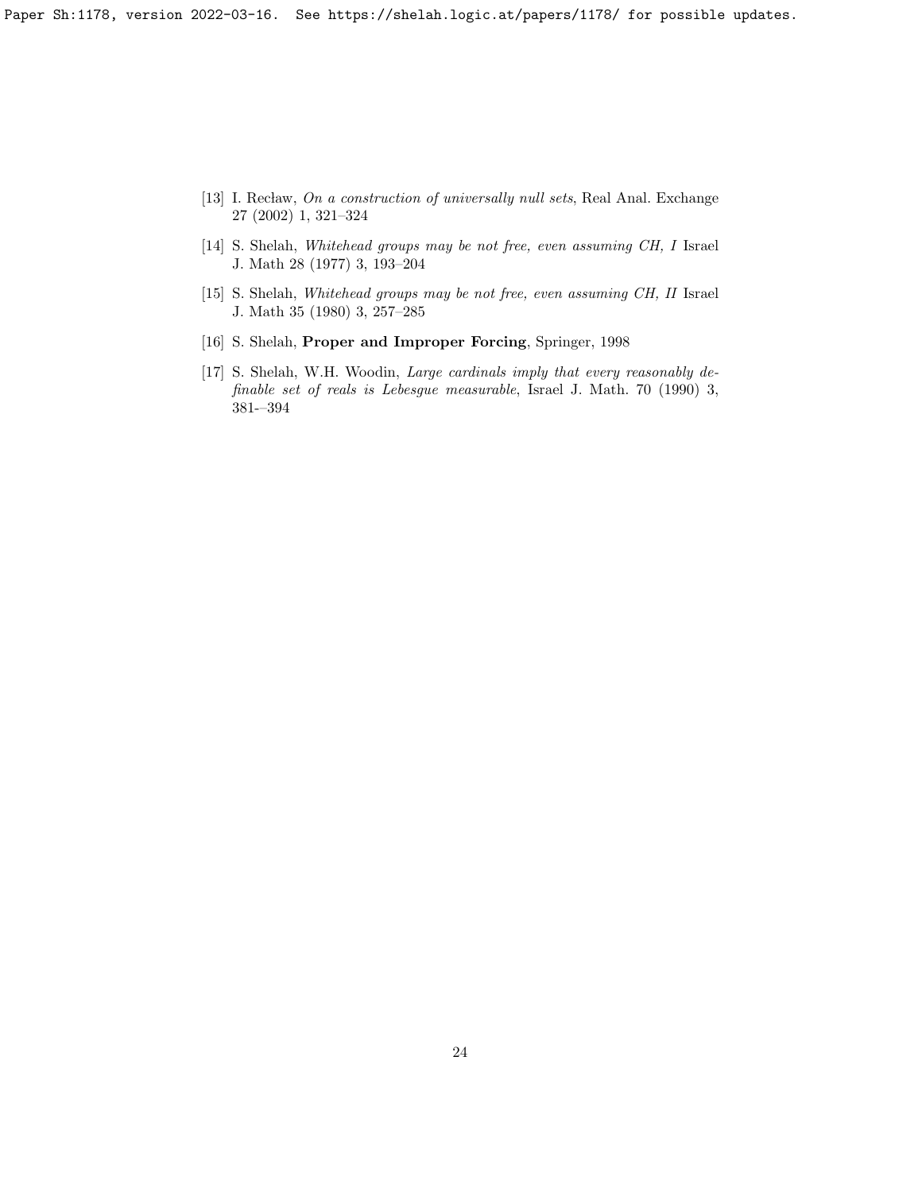[13] I. Recław, *On a construction of universally null sets*, Real Anal. Exchange 27 (2002) 1, 321–324

[14] S. Shelah, *Whitehead groups may be not free, even assuming CH, I* Israel J. Math 28 (1977) 3, 193–204

[15] S. Shelah, *Whitehead groups may be not free, even assuming CH, II* Israel J. Math 35 (1980) 3, 257–285

[16] S. Shelah, **Proper and Improper Forcing**, Springer, 1998

[17] S. Shelah, W.H. Woodin, *Large cardinals imply that every reasonably definable set of reals is Lebesgue measurable*, Israel J. Math. 70 (1990) 3, 381-–394